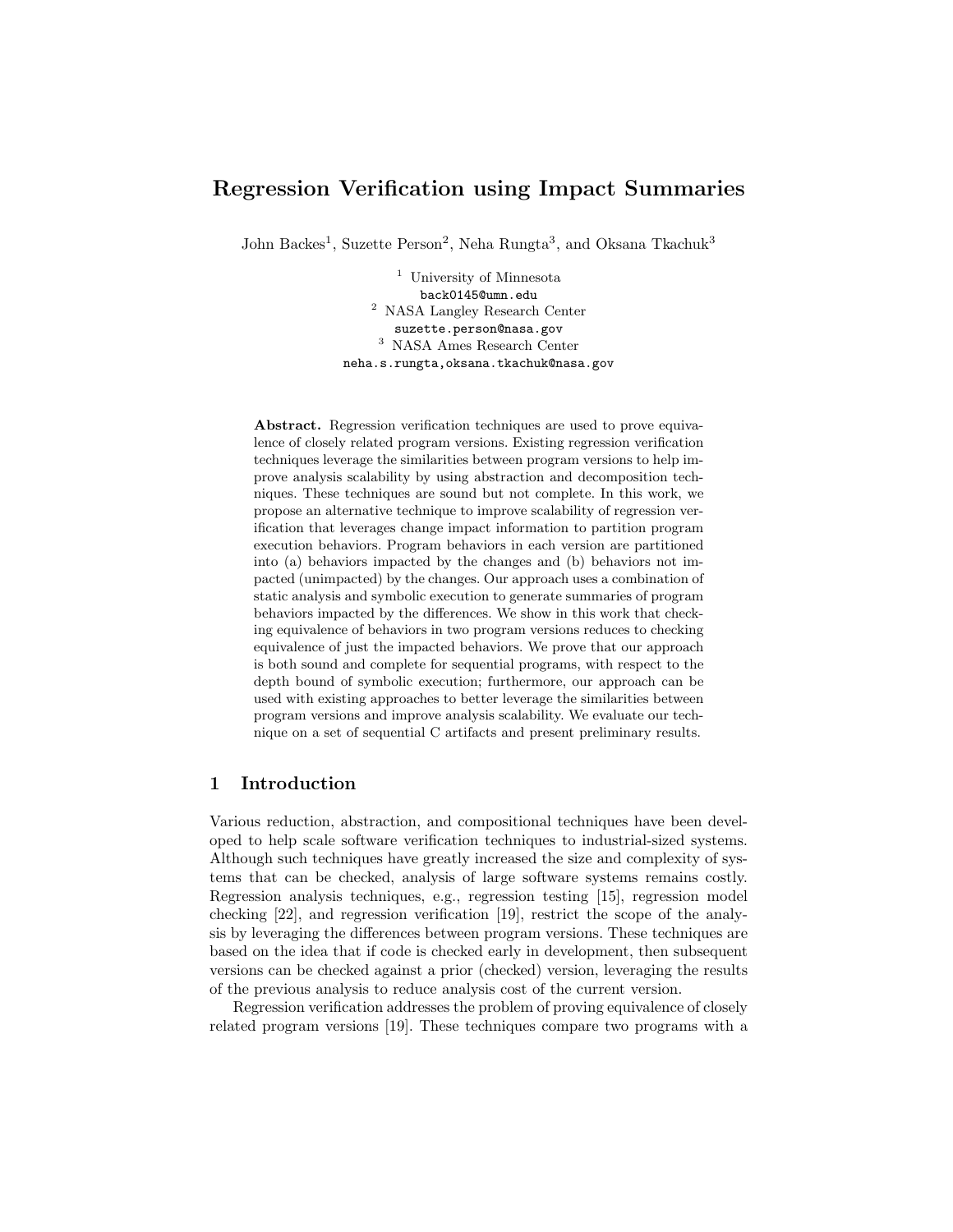# Regression Verification using Impact Summaries

John Backes[1], Suzette Person[2], Neha Rungta[3], and Oksana Tkachuk[3]

[1] University of Minnesota
back0145@umn.edu
[2] NASA Langley Research Center
suzette.person@nasa.gov
[3] NASA Ames Research Center
neha.s.rungta,oksana.tkachuk@nasa.gov

**Abstract.** Regression verification techniques are used to prove equivalence of closely related program versions. Existing regression verification techniques leverage the similarities between program versions to help improve analysis scalability by using abstraction and decomposition techniques. These techniques are sound but not complete. In this work, we propose an alternative technique to improve scalability of regression verification that leverages change impact information to partition program execution behaviors. Program behaviors in each version are partitioned into (a) behaviors impacted by the changes and (b) behaviors not impacted (unimpacted) by the changes. Our approach uses a combination of static analysis and symbolic execution to generate summaries of program behaviors impacted by the differences. We show in this work that checking equivalence of behaviors in two program versions reduces to checking equivalence of just the impacted behaviors. We prove that our approach is both sound and complete for sequential programs, with respect to the depth bound of symbolic execution; furthermore, our approach can be used with existing approaches to better leverage the similarities between program versions and improve analysis scalability. We evaluate our technique on a set of sequential C artifacts and present preliminary results.

## 1 Introduction

Various reduction, abstraction, and compositional techniques have been developed to help scale software verification techniques to industrial-sized systems. Although such techniques have greatly increased the size and complexity of systems that can be checked, analysis of large software systems remains costly. Regression analysis techniques, e.g., regression testing [15], regression model checking [22], and regression verification [19], restrict the scope of the analysis by leveraging the differences between program versions. These techniques are based on the idea that if code is checked early in development, then subsequent versions can be checked against a prior (checked) version, leveraging the results of the previous analysis to reduce analysis cost of the current version.

Regression verification addresses the problem of proving equivalence of closely related program versions [19]. These techniques compare two programs with a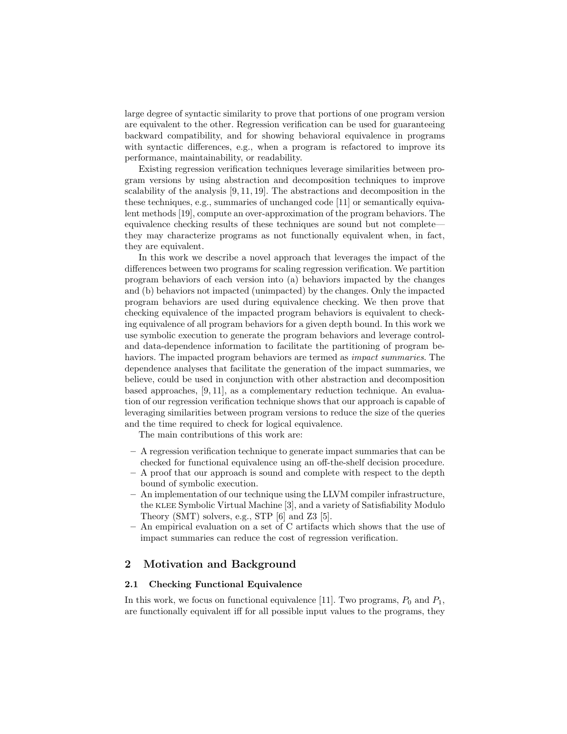large degree of syntactic similarity to prove that portions of one program version are equivalent to the other. Regression verification can be used for guaranteeing backward compatibility, and for showing behavioral equivalence in programs with syntactic differences, e.g., when a program is refactored to improve its performance, maintainability, or readability.

Existing regression verification techniques leverage similarities between program versions by using abstraction and decomposition techniques to improve scalability of the analysis [9, 11, 19]. The abstractions and decomposition in the these techniques, e.g., summaries of unchanged code [11] or semantically equivalent methods [19], compute an over-approximation of the program behaviors. The equivalence checking results of these techniques are sound but not complete—they may characterize programs as not functionally equivalent when, in fact, they are equivalent.

In this work we describe a novel approach that leverages the impact of the differences between two programs for scaling regression verification. We partition program behaviors of each version into (a) behaviors impacted by the changes and (b) behaviors not impacted (unimpacted) by the changes. Only the impacted program behaviors are used during equivalence checking. We then prove that checking equivalence of the impacted program behaviors is equivalent to checking equivalence of all program behaviors for a given depth bound. In this work we use symbolic execution to generate the program behaviors and leverage control- and data-dependence information to facilitate the partitioning of program behaviors. The impacted program behaviors are termed as *impact summaries*. The dependence analyses that facilitate the generation of the impact summaries, we believe, could be used in conjunction with other abstraction and decomposition based approaches, [9, 11], as a complementary reduction technique. An evaluation of our regression verification technique shows that our approach is capable of leveraging similarities between program versions to reduce the size of the queries and the time required to check for logical equivalence.

The main contributions of this work are:

- A regression verification technique to generate impact summaries that can be checked for functional equivalence using an off-the-shelf decision procedure.
- A proof that our approach is sound and complete with respect to the depth bound of symbolic execution.
- An implementation of our technique using the LLVM compiler infrastructure, the KLEE Symbolic Virtual Machine [3], and a variety of Satisfiability Modulo Theory (SMT) solvers, e.g., STP [6] and Z3 [5].
- An empirical evaluation on a set of C artifacts which shows that the use of impact summaries can reduce the cost of regression verification.

## 2 Motivation and Background

### 2.1 Checking Functional Equivalence

In this work, we focus on functional equivalence [11]. Two programs, $P_0$ and $P_1$, are functionally equivalent iff for all possible input values to the programs, they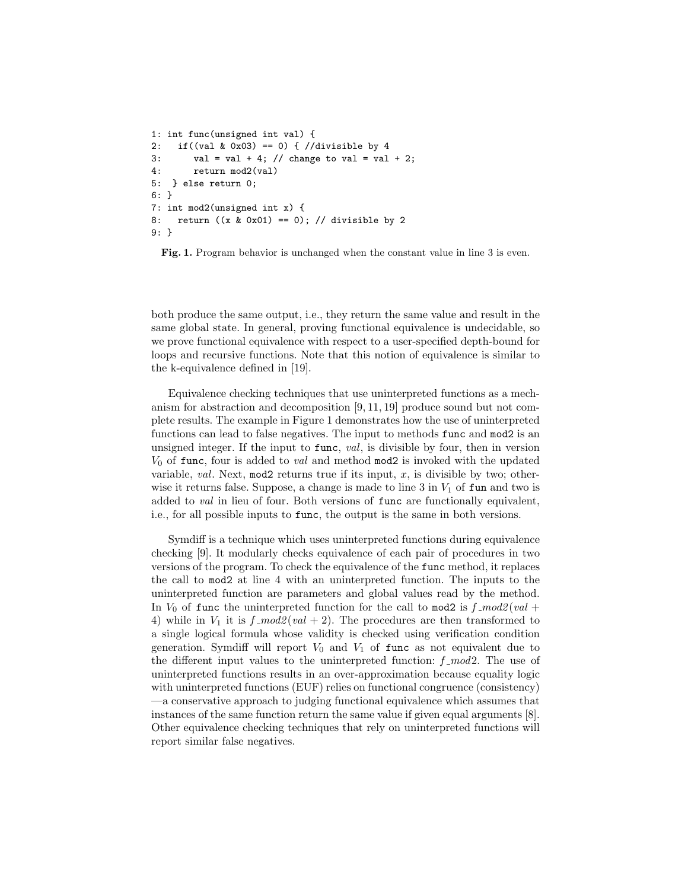```
1: int func(unsigned int val) {
2:   if((val & 0x03) == 0) { //divisible by 4
3:      val = val + 4; // change to val = val + 2;
4:      return mod2(val)
5:  } else return 0;
6: }
7: int mod2(unsigned int x) {
8:   return ((x & 0x01) == 0); // divisible by 2
9: }
```

**Fig. 1.** Program behavior is unchanged when the constant value in line 3 is even.

both produce the same output, i.e., they return the same value and result in the same global state. In general, proving functional equivalence is undecidable, so we prove functional equivalence with respect to a user-specified depth-bound for loops and recursive functions. Note that this notion of equivalence is similar to the k-equivalence defined in [19].

Equivalence checking techniques that use uninterpreted functions as a mechanism for abstraction and decomposition [9, 11, 19] produce sound but not complete results. The example in Figure 1 demonstrates how the use of uninterpreted functions can lead to false negatives. The input to methods `func` and `mod2` is an unsigned integer. If the input to `func`, *val*, is divisible by four, then in version $V_0$ of `func`, four is added to *val* and method `mod2` is invoked with the updated variable, *val*. Next, `mod2` returns true if its input, $x$, is divisible by two; otherwise it returns false. Suppose, a change is made to line 3 in $V_1$ of `fun` and two is added to *val* in lieu of four. Both versions of `func` are functionally equivalent, i.e., for all possible inputs to `func`, the output is the same in both versions.

Symdiff is a technique which uses uninterpreted functions during equivalence checking [9]. It modularly checks equivalence of each pair of procedures in two versions of the program. To check the equivalence of the `func` method, it replaces the call to `mod2` at line 4 with an uninterpreted function. The inputs to the uninterpreted function are parameters and global values read by the method. In $V_0$ of `func` the uninterpreted function for the call to `mod2` is $f\_mod2(val + 4)$ while in $V_1$ it is $f\_mod2(val + 2)$. The procedures are then transformed to a single logical formula whose validity is checked using verification condition generation. Symdiff will report $V_0$ and $V_1$ of `func` as not equivalent due to the different input values to the uninterpreted function: $f\_mod2$. The use of uninterpreted functions results in an over-approximation because equality logic with uninterpreted functions (EUF) relies on functional congruence (consistency) —a conservative approach to judging functional equivalence which assumes that instances of the same function return the same value if given equal arguments [8]. Other equivalence checking techniques that rely on uninterpreted functions will report similar false negatives.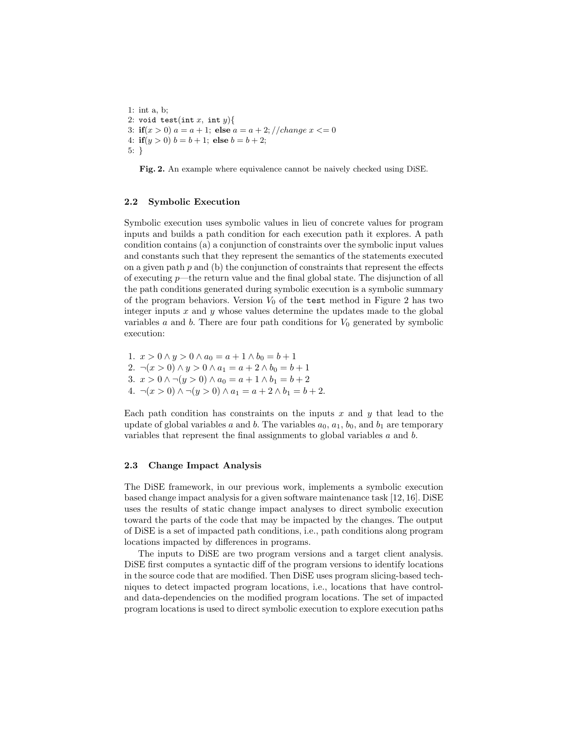```
1: int a, b;
2: void test(int x, int y){
3: if(x > 0) a = a + 1; else a = a + 2; //change x <= 0
4: if(y > 0) b = b + 1; else b = b + 2;
5: }
```

**Fig. 2.** An example where equivalence cannot be naively checked using DiSE.

### 2.2 Symbolic Execution

Symbolic execution uses symbolic values in lieu of concrete values for program inputs and builds a path condition for each execution path it explores. A path condition contains (a) a conjunction of constraints over the symbolic input values and constants such that they represent the semantics of the statements executed on a given path $p$ and (b) the conjunction of constraints that represent the effects of executing $p$—the return value and the final global state. The disjunction of all the path conditions generated during symbolic execution is a symbolic summary of the program behaviors. Version $V_0$ of the `test` method in Figure 2 has two integer inputs $x$ and $y$ whose values determine the updates made to the global variables $a$ and $b$. There are four path conditions for $V_0$ generated by symbolic execution:

1. $x > 0 \wedge y > 0 \wedge a_0 = a + 1 \wedge b_0 = b + 1$
2. $\neg(x > 0) \wedge y > 0 \wedge a_1 = a + 2 \wedge b_0 = b + 1$
3. $x > 0 \wedge \neg(y > 0) \wedge a_0 = a + 1 \wedge b_1 = b + 2$
4. $\neg(x > 0) \wedge \neg(y > 0) \wedge a_1 = a + 2 \wedge b_1 = b + 2$.

Each path condition has constraints on the inputs $x$ and $y$ that lead to the update of global variables $a$ and $b$. The variables $a_0$, $a_1$, $b_0$, and $b_1$ are temporary variables that represent the final assignments to global variables $a$ and $b$.

### 2.3 Change Impact Analysis

The DiSE framework, in our previous work, implements a symbolic execution based change impact analysis for a given software maintenance task [12, 16]. DiSE uses the results of static change impact analyses to direct symbolic execution toward the parts of the code that may be impacted by the changes. The output of DiSE is a set of impacted path conditions, i.e., path conditions along program locations impacted by differences in programs.

The inputs to DiSE are two program versions and a target client analysis. DiSE first computes a syntactic diff of the program versions to identify locations in the source code that are modified. Then DiSE uses program slicing-based techniques to detect impacted program locations, i.e., locations that have control- and data-dependencies on the modified program locations. The set of impacted program locations is used to direct symbolic execution to explore execution paths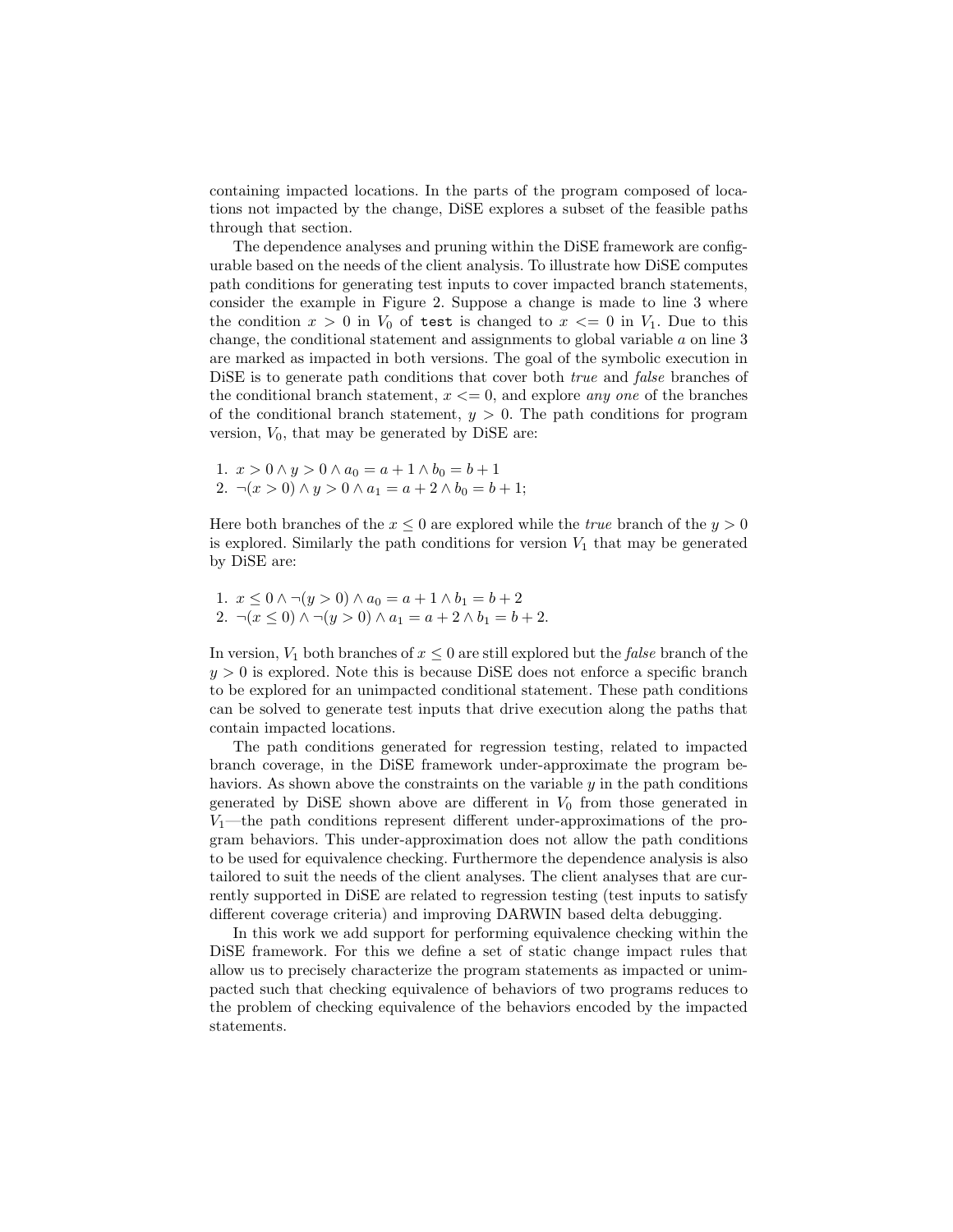containing impacted locations. In the parts of the program composed of locations not impacted by the change, DiSE explores a subset of the feasible paths through that section.

The dependence analyses and pruning within the DiSE framework are configurable based on the needs of the client analysis. To illustrate how DiSE computes path conditions for generating test inputs to cover impacted branch statements, consider the example in Figure 2. Suppose a change is made to line 3 where the condition $x > 0$ in $V_0$ of `test` is changed to $x <= 0$ in $V_1$. Due to this change, the conditional statement and assignments to global variable $a$ on line 3 are marked as impacted in both versions. The goal of the symbolic execution in DiSE is to generate path conditions that cover both *true* and *false* branches of the conditional branch statement, $x <= 0$, and explore *any one* of the branches of the conditional branch statement, $y > 0$. The path conditions for program version, $V_0$, that may be generated by DiSE are:

1. $x > 0 \wedge y > 0 \wedge a_0 = a + 1 \wedge b_0 = b + 1$
2. $\neg(x > 0) \wedge y > 0 \wedge a_1 = a + 2 \wedge b_0 = b + 1$;

Here both branches of the $x \leq 0$ are explored while the *true* branch of the $y > 0$ is explored. Similarly the path conditions for version $V_1$ that may be generated by DiSE are:

1. $x \leq 0 \wedge \neg(y > 0) \wedge a_0 = a + 1 \wedge b_1 = b + 2$
2. $\neg(x \leq 0) \wedge \neg(y > 0) \wedge a_1 = a + 2 \wedge b_1 = b + 2$.

In version, $V_1$ both branches of $x \leq 0$ are still explored but the *false* branch of the $y > 0$ is explored. Note this is because DiSE does not enforce a specific branch to be explored for an unimpacted conditional statement. These path conditions can be solved to generate test inputs that drive execution along the paths that contain impacted locations.

The path conditions generated for regression testing, related to impacted branch coverage, in the DiSE framework under-approximate the program behaviors. As shown above the constraints on the variable $y$ in the path conditions generated by DiSE shown above are different in $V_0$ from those generated in $V_1$—the path conditions represent different under-approximations of the program behaviors. This under-approximation does not allow the path conditions to be used for equivalence checking. Furthermore the dependence analysis is also tailored to suit the needs of the client analyses. The client analyses that are currently supported in DiSE are related to regression testing (test inputs to satisfy different coverage criteria) and improving DARWIN based delta debugging.

In this work we add support for performing equivalence checking within the DiSE framework. For this we define a set of static change impact rules that allow us to precisely characterize the program statements as impacted or unimpacted such that checking equivalence of behaviors of two programs reduces to the problem of checking equivalence of the behaviors encoded by the impacted statements.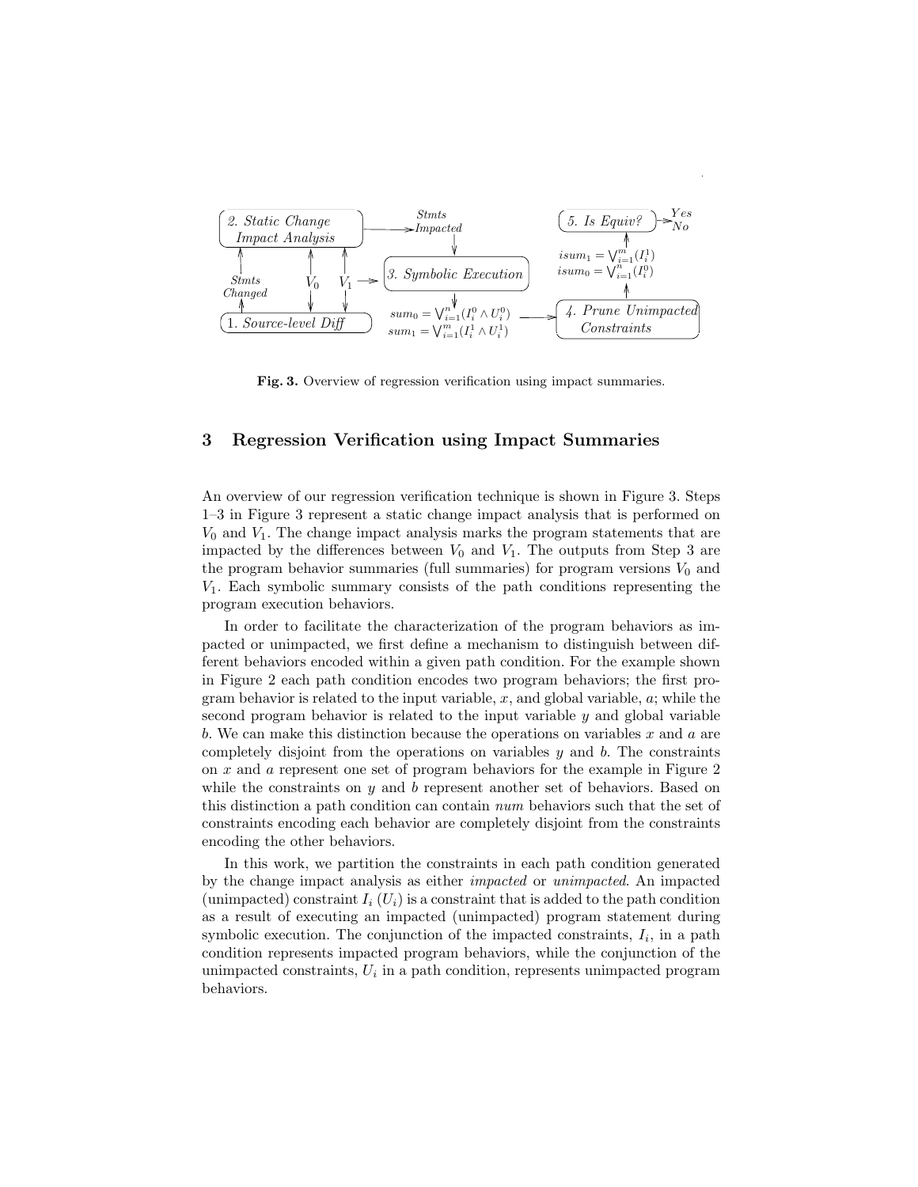Fig. 3. Overview of regression verification using impact summaries.

## 3 Regression Verification using Impact Summaries

An overview of our regression verification technique is shown in Figure 3. Steps 1–3 in Figure 3 represent a static change impact analysis that is performed on $V_0$ and $V_1$. The change impact analysis marks the program statements that are impacted by the differences between $V_0$ and $V_1$. The outputs from Step 3 are the program behavior summaries (full summaries) for program versions $V_0$ and $V_1$. Each symbolic summary consists of the path conditions representing the program execution behaviors.

In order to facilitate the characterization of the program behaviors as impacted or unimpacted, we first define a mechanism to distinguish between different behaviors encoded within a given path condition. For the example shown in Figure 2 each path condition encodes two program behaviors; the first program behavior is related to the input variable, $x$, and global variable, $a$; while the second program behavior is related to the input variable $y$ and global variable $b$. We can make this distinction because the operations on variables $x$ and $a$ are completely disjoint from the operations on variables $y$ and $b$. The constraints on $x$ and $a$ represent one set of program behaviors for the example in Figure 2 while the constraints on $y$ and $b$ represent another set of behaviors. Based on this distinction a path condition can contain *num* behaviors such that the set of constraints encoding each behavior are completely disjoint from the constraints encoding the other behaviors.

In this work, we partition the constraints in each path condition generated by the change impact analysis as either *impacted* or *unimpacted*. An impacted (unimpacted) constraint $I_i$ ($U_i$) is a constraint that is added to the path condition as a result of executing an impacted (unimpacted) program statement during symbolic execution. The conjunction of the impacted constraints, $I_i$, in a path condition represents impacted program behaviors, while the conjunction of the unimpacted constraints, $U_i$ in a path condition, represents unimpacted program behaviors.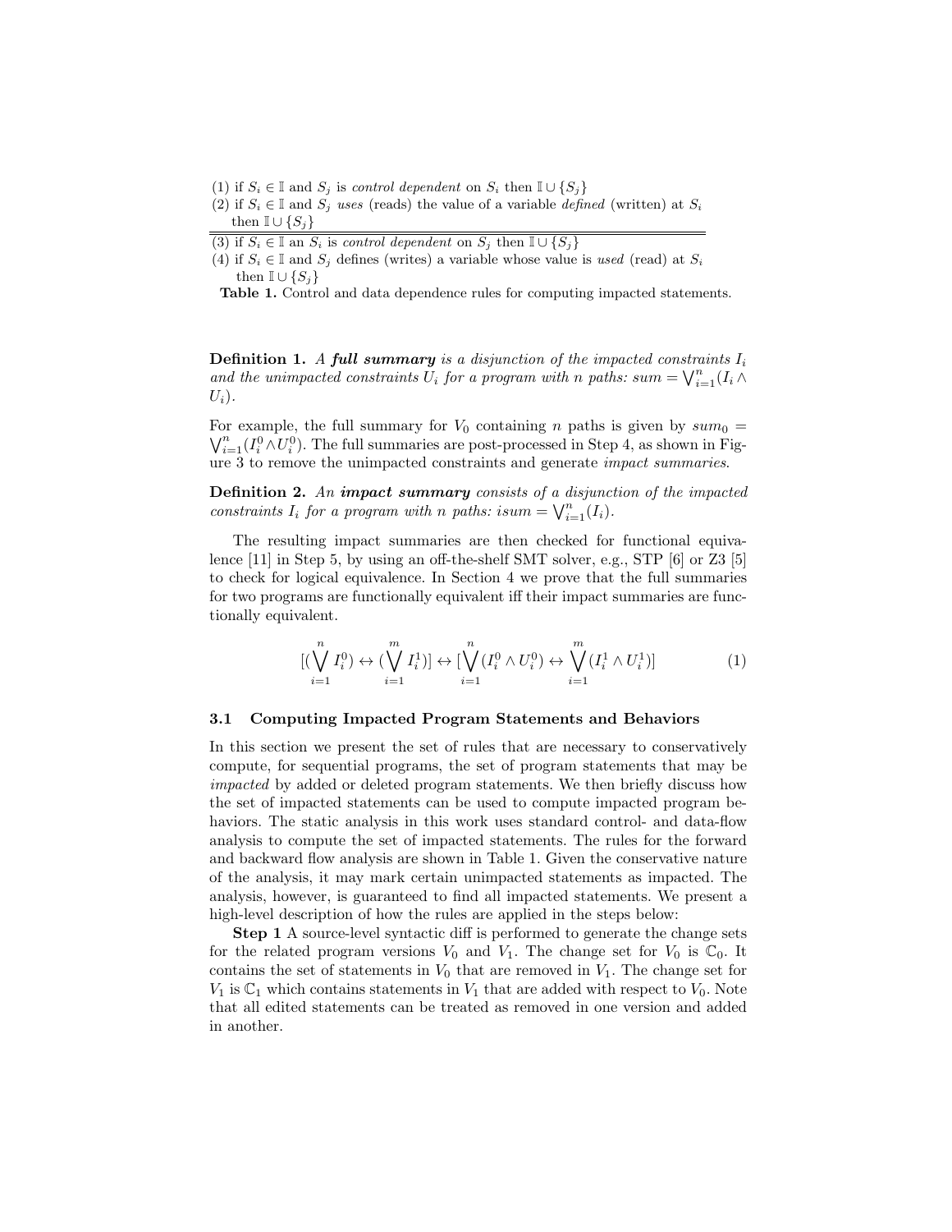| |
|---|
| (1) if $S_i \in \mathbb{I}$ and $S_j$ is *control dependent* on $S_i$ then $\mathbb{I} \cup \{S_j\}$ |
| (2) if $S_i \in \mathbb{I}$ and $S_j$ *uses* (reads) the value of a variable *defined* (written) at $S_i$ then $\mathbb{I} \cup \{S_j\}$ |
| (3) if $S_i \in \mathbb{I}$ an $S_i$ is *control dependent* on $S_j$ then $\mathbb{I} \cup \{S_j\}$ |
| (4) if $S_i \in \mathbb{I}$ and $S_j$ defines (writes) a variable whose value is *used* (read) at $S_i$ then $\mathbb{I} \cup \{S_j\}$ |

**Table 1.** Control and data dependence rules for computing impacted statements.

**Definition 1.** *A **full summary** is a disjunction of the impacted constraints $I_i$ and the unimpacted constraints $U_i$ for a program with n paths: $sum = \bigvee_{i=1}^{n}(I_i \wedge U_i)$.*

For example, the full summary for $V_0$ containing $n$ paths is given by $sum_0 = \bigvee_{i=1}^{n}(I_i^0 \wedge U_i^0)$. The full summaries are post-processed in Step 4, as shown in Figure 3 to remove the unimpacted constraints and generate *impact summaries*.

**Definition 2.** *An **impact summary** consists of a disjunction of the impacted constraints $I_i$ for a program with n paths: $isum = \bigvee_{i=1}^{n}(I_i)$.*

The resulting impact summaries are then checked for functional equivalence [11] in Step 5, by using an off-the-shelf SMT solver, e.g., STP [6] or Z3 [5] to check for logical equivalence. In Section 4 we prove that the full summaries for two programs are functionally equivalent iff their impact summaries are functionally equivalent.

$$[(\bigvee_{i=1}^{n} I_i^0) \leftrightarrow (\bigvee_{i=1}^{m} I_i^1)] \leftrightarrow [\bigvee_{i=1}^{n}(I_i^0 \wedge U_i^0) \leftrightarrow \bigvee_{i=1}^{m}(I_i^1 \wedge U_i^1)] \qquad (1)$$

### 3.1 Computing Impacted Program Statements and Behaviors

In this section we present the set of rules that are necessary to conservatively compute, for sequential programs, the set of program statements that may be *impacted* by added or deleted program statements. We then briefly discuss how the set of impacted statements can be used to compute impacted program behaviors. The static analysis in this work uses standard control- and data-flow analysis to compute the set of impacted statements. The rules for the forward and backward flow analysis are shown in Table 1. Given the conservative nature of the analysis, it may mark certain unimpacted statements as impacted. The analysis, however, is guaranteed to find all impacted statements. We present a high-level description of how the rules are applied in the steps below:

**Step 1** A source-level syntactic diff is performed to generate the change sets for the related program versions $V_0$ and $V_1$. The change set for $V_0$ is $\mathbb{C}_0$. It contains the set of statements in $V_0$ that are removed in $V_1$. The change set for $V_1$ is $\mathbb{C}_1$ which contains statements in $V_1$ that are added with respect to $V_0$. Note that all edited statements can be treated as removed in one version and added in another.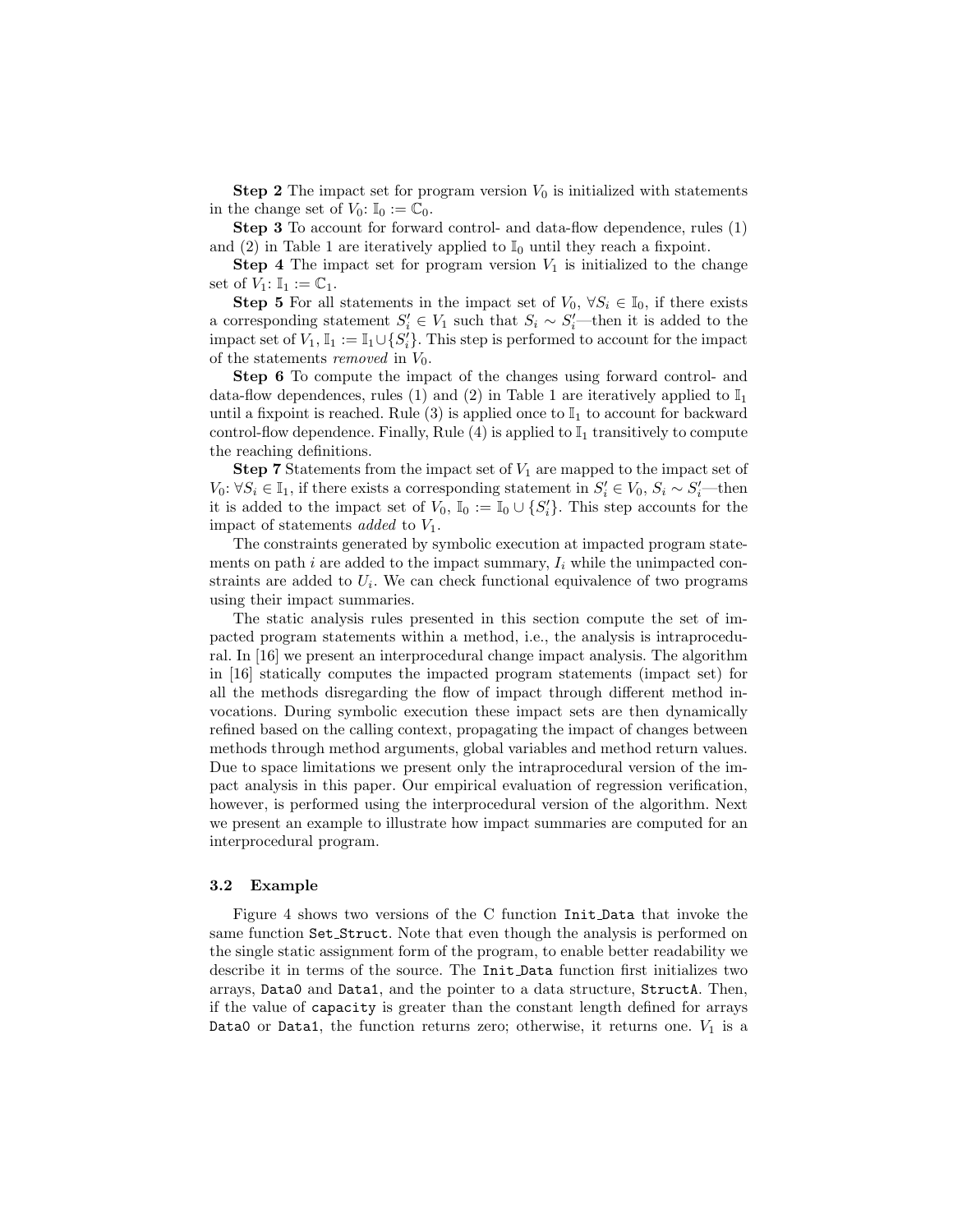**Step 2** The impact set for program version $V_0$ is initialized with statements in the change set of $V_0$: $\mathbb{I}_0 := \mathbb{C}_0$.

**Step 3** To account for forward control- and data-flow dependence, rules (1) and (2) in Table 1 are iteratively applied to $\mathbb{I}_0$ until they reach a fixpoint.

**Step 4** The impact set for program version $V_1$ is initialized to the change set of $V_1$: $\mathbb{I}_1 := \mathbb{C}_1$.

**Step 5** For all statements in the impact set of $V_0$, $\forall S_i \in \mathbb{I}_0$, if there exists a corresponding statement $S'_i \in V_1$ such that $S_i \sim S'_i$—then it is added to the impact set of $V_1$, $\mathbb{I}_1 := \mathbb{I}_1 \cup \{S'_i\}$. This step is performed to account for the impact of the statements *removed* in $V_0$.

**Step 6** To compute the impact of the changes using forward control- and data-flow dependences, rules (1) and (2) in Table 1 are iteratively applied to $\mathbb{I}_1$ until a fixpoint is reached. Rule (3) is applied once to $\mathbb{I}_1$ to account for backward control-flow dependence. Finally, Rule (4) is applied to $\mathbb{I}_1$ transitively to compute the reaching definitions.

**Step 7** Statements from the impact set of $V_1$ are mapped to the impact set of $V_0$: $\forall S_i \in \mathbb{I}_1$, if there exists a corresponding statement in $S'_i \in V_0$, $S_i \sim S'_i$—then it is added to the impact set of $V_0$, $\mathbb{I}_0 := \mathbb{I}_0 \cup \{S'_i\}$. This step accounts for the impact of statements *added* to $V_1$.

The constraints generated by symbolic execution at impacted program statements on path $i$ are added to the impact summary, $I_i$ while the unimpacted constraints are added to $U_i$. We can check functional equivalence of two programs using their impact summaries.

The static analysis rules presented in this section compute the set of impacted program statements within a method, i.e., the analysis is intraprocedural. In [16] we present an interprocedural change impact analysis. The algorithm in [16] statically computes the impacted program statements (impact set) for all the methods disregarding the flow of impact through different method invocations. During symbolic execution these impact sets are then dynamically refined based on the calling context, propagating the impact of changes between methods through method arguments, global variables and method return values. Due to space limitations we present only the intraprocedural version of the impact analysis in this paper. Our empirical evaluation of regression verification, however, is performed using the interprocedural version of the algorithm. Next we present an example to illustrate how impact summaries are computed for an interprocedural program.

### 3.2 Example

Figure 4 shows two versions of the C function `Init_Data` that invoke the same function `Set_Struct`. Note that even though the analysis is performed on the single static assignment form of the program, to enable better readability we describe it in terms of the source. The `Init_Data` function first initializes two arrays, `Data0` and `Data1`, and the pointer to a data structure, `StructA`. Then, if the value of `capacity` is greater than the constant length defined for arrays `Data0` or `Data1`, the function returns zero; otherwise, it returns one. $V_1$ is a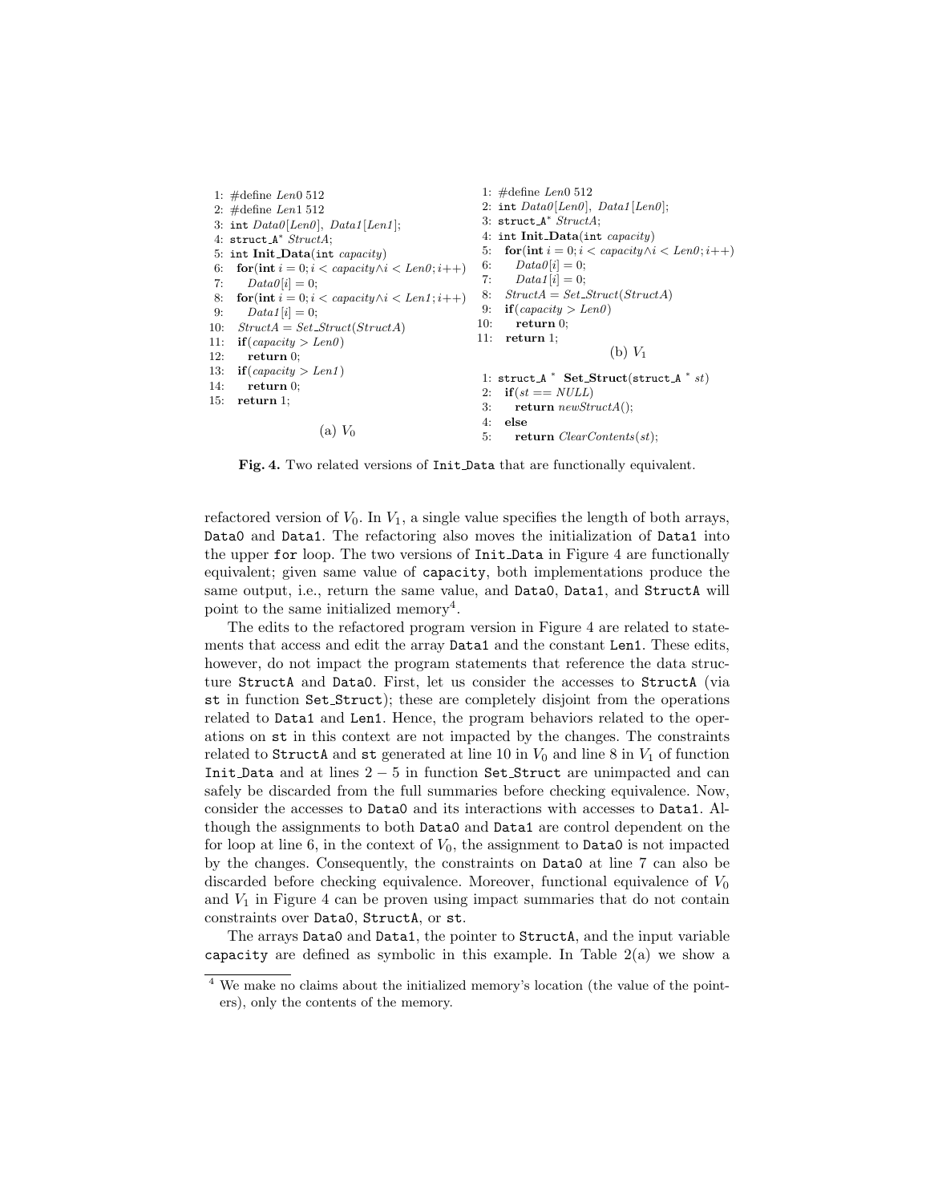```
1: #define Len0 512
2: #define Len1 512
3: int Data0[Len0], Data1[Len1];
4: struct_A* StructA;
5: int Init_Data(int capacity)
6:   for(int i = 0; i < capacity ∧ i < Len0; i++)
7:     Data0[i] = 0;
8:   for(int i = 0; i < capacity ∧ i < Len1; i++)
9:     Data1[i] = 0;
10:  StructA = Set_Struct(StructA)
11:  if(capacity > Len0)
12:    return 0;
13:  if(capacity > Len1)
14:    return 0;
15:  return 1;
```

(a) $V_0$

```
1: #define Len0 512
2: int Data0[Len0], Data1[Len0];
3: struct_A* StructA;
4: int Init_Data(int capacity)
5:   for(int i = 0; i < capacity ∧ i < Len0; i++)
6:     Data0[i] = 0;
7:     Data1[i] = 0;
8:   StructA = Set_Struct(StructA)
9:   if(capacity > Len0)
10:    return 0;
11:  return 1;
```

(b) $V_1$

```
1: struct_A * Set_Struct(struct_A * st)
2:   if(st == NULL)
3:     return newStructA();
4:   else
5:     return ClearContents(st);
```

**Fig. 4.** Two related versions of `Init_Data` that are functionally equivalent.

refactored version of $V_0$. In $V_1$, a single value specifies the length of both arrays, `Data0` and `Data1`. The refactoring also moves the initialization of `Data1` into the upper `for` loop. The two versions of `Init_Data` in Figure 4 are functionally equivalent; given same value of `capacity`, both implementations produce the same output, i.e., return the same value, and `Data0`, `Data1`, and `StructA` will point to the same initialized memory[4].

The edits to the refactored program version in Figure 4 are related to statements that access and edit the array `Data1` and the constant `Len1`. These edits, however, do not impact the program statements that reference the data structure `StructA` and `Data0`. First, let us consider the accesses to `StructA` (via `st` in function `Set_Struct`); these are completely disjoint from the operations related to `Data1` and `Len1`. Hence, the program behaviors related to the operations on `st` in this context are not impacted by the changes. The constraints related to `StructA` and `st` generated at line 10 in $V_0$ and line 8 in $V_1$ of function `Init_Data` and at lines $2-5$ in function `Set_Struct` are unimpacted and can safely be discarded from the full summaries before checking equivalence. Now, consider the accesses to `Data0` and its interactions with accesses to `Data1`. Although the assignments to both `Data0` and `Data1` are control dependent on the for loop at line 6, in the context of $V_0$, the assignment to `Data0` is not impacted by the changes. Consequently, the constraints on `Data0` at line 7 can also be discarded before checking equivalence. Moreover, functional equivalence of $V_0$ and $V_1$ in Figure 4 can be proven using impact summaries that do not contain constraints over `Data0`, `StructA`, or `st`.

The arrays `Data0` and `Data1`, the pointer to `StructA`, and the input variable `capacity` are defined as symbolic in this example. In Table 2(a) we show a

[4] We make no claims about the initialized memory's location (the value of the pointers), only the contents of the memory.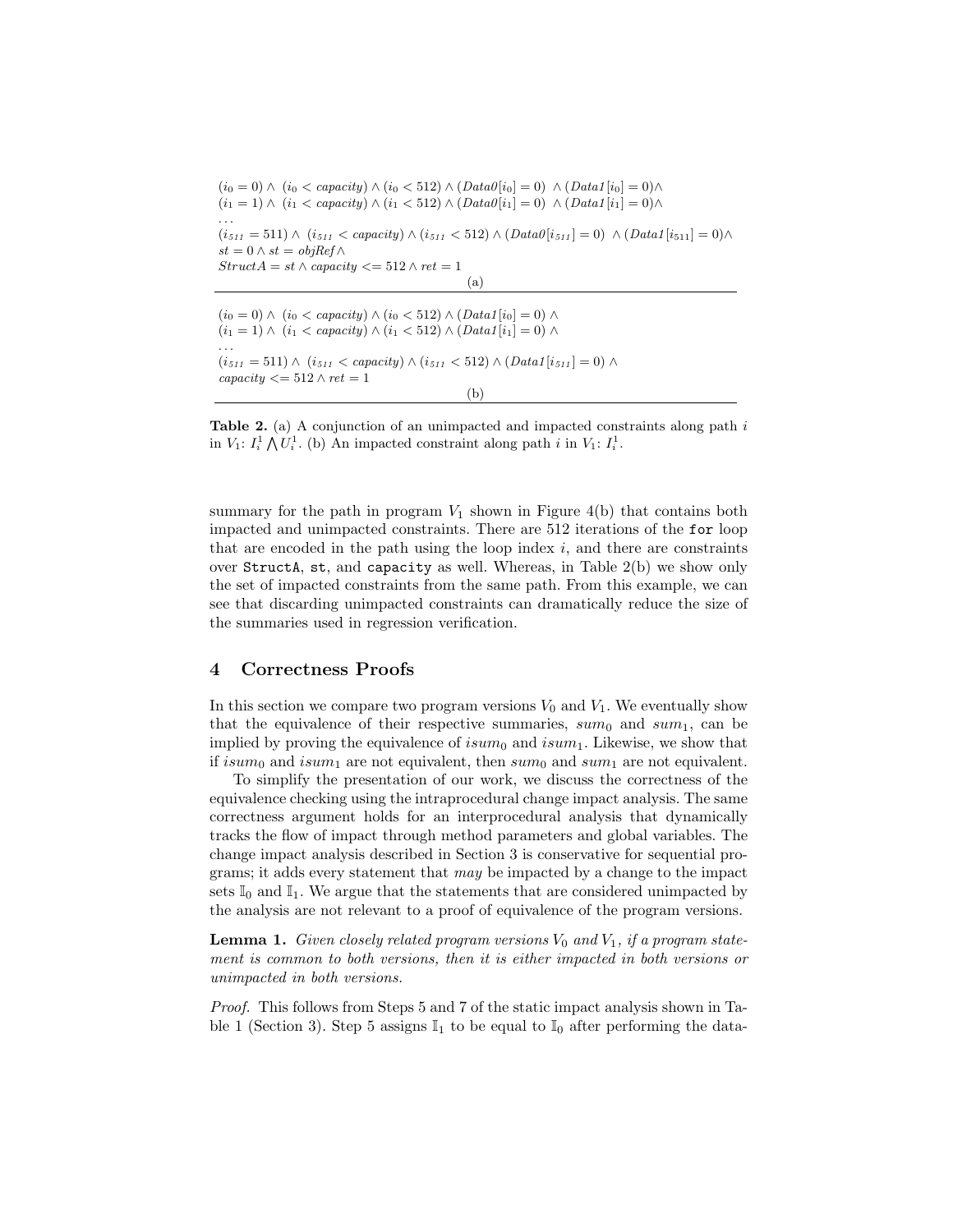$(i_0 = 0) \wedge\ (i_0 < capacity) \wedge (i_0 < 512) \wedge (Data0[i_0] = 0)\ \wedge (Data1[i_0] = 0) \wedge$
$(i_1 = 1) \wedge\ (i_1 < capacity) \wedge (i_1 < 512) \wedge (Data0[i_1] = 0)\ \wedge (Data1[i_1] = 0) \wedge$
$\ldots$
$(i_{511} = 511) \wedge\ (i_{511} < capacity) \wedge (i_{511} < 512) \wedge (Data0[i_{511}] = 0)\ \wedge (Data1[i_{511}] = 0) \wedge$
$st = 0 \wedge st = objRef \wedge$
$StructA = st \wedge capacity <= 512 \wedge ret = 1$

(a)

$(i_0 = 0) \wedge\ (i_0 < capacity) \wedge (i_0 < 512) \wedge (Data1[i_0] = 0) \wedge$
$(i_1 = 1) \wedge\ (i_1 < capacity) \wedge (i_1 < 512) \wedge (Data1[i_1] = 0) \wedge$
$\ldots$
$(i_{511} = 511) \wedge\ (i_{511} < capacity) \wedge (i_{511} < 512) \wedge (Data1[i_{511}] = 0) \wedge$
$capacity <= 512 \wedge ret = 1$

(b)

**Table 2.** (a) A conjunction of an unimpacted and impacted constraints along path $i$ in $V_1$: $I_i^1 \bigwedge U_i^1$. (b) An impacted constraint along path $i$ in $V_1$: $I_i^1$.

summary for the path in program $V_1$ shown in Figure 4(b) that contains both impacted and unimpacted constraints. There are 512 iterations of the `for` loop that are encoded in the path using the loop index $i$, and there are constraints over `StructA`, `st`, and `capacity` as well. Whereas, in Table 2(b) we show only the set of impacted constraints from the same path. From this example, we can see that discarding unimpacted constraints can dramatically reduce the size of the summaries used in regression verification.

## 4 Correctness Proofs

In this section we compare two program versions $V_0$ and $V_1$. We eventually show that the equivalence of their respective summaries, $sum_0$ and $sum_1$, can be implied by proving the equivalence of $isum_0$ and $isum_1$. Likewise, we show that if $isum_0$ and $isum_1$ are not equivalent, then $sum_0$ and $sum_1$ are not equivalent.

To simplify the presentation of our work, we discuss the correctness of the equivalence checking using the intraprocedural change impact analysis. The same correctness argument holds for an interprocedural analysis that dynamically tracks the flow of impact through method parameters and global variables. The change impact analysis described in Section 3 is conservative for sequential programs; it adds every statement that *may* be impacted by a change to the impact sets $\mathbb{I}_0$ and $\mathbb{I}_1$. We argue that the statements that are considered unimpacted by the analysis are not relevant to a proof of equivalence of the program versions.

**Lemma 1.** *Given closely related program versions $V_0$ and $V_1$, if a program statement is common to both versions, then it is either impacted in both versions or unimpacted in both versions.*

*Proof.* This follows from Steps 5 and 7 of the static impact analysis shown in Table 1 (Section 3). Step 5 assigns $\mathbb{I}_1$ to be equal to $\mathbb{I}_0$ after performing the data-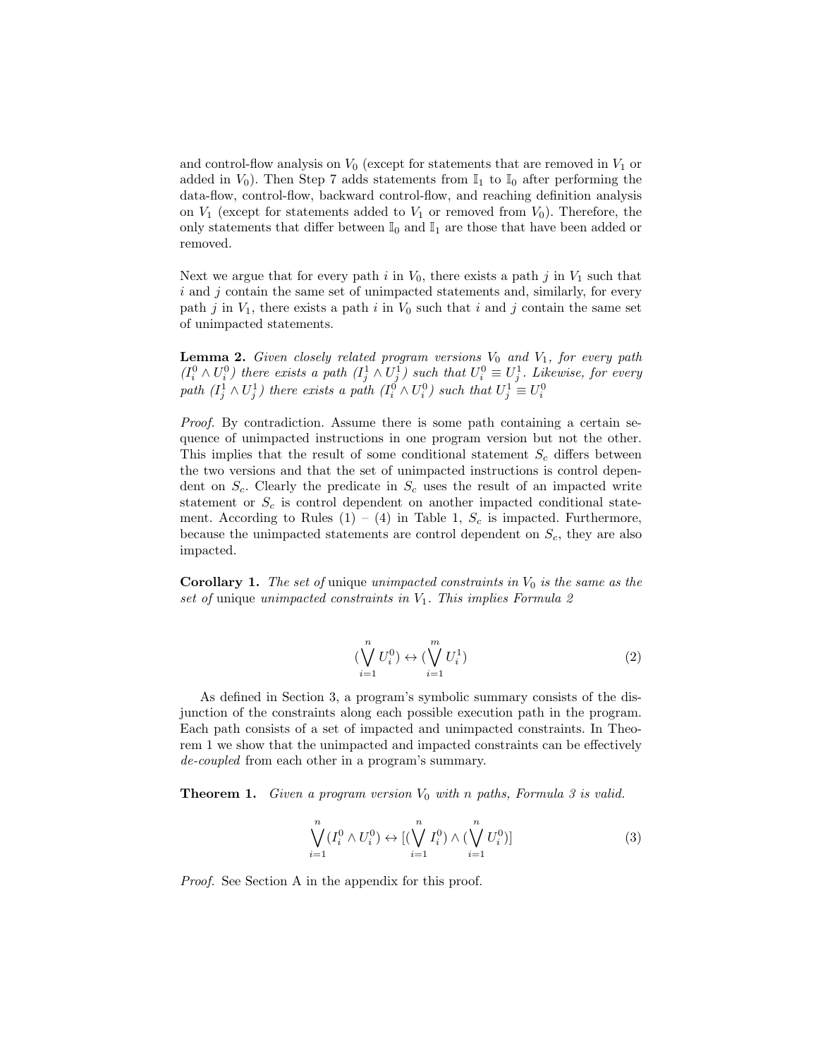and control-flow analysis on $V_0$ (except for statements that are removed in $V_1$ or added in $V_0$). Then Step 7 adds statements from $\mathbb{I}_1$ to $\mathbb{I}_0$ after performing the data-flow, control-flow, backward control-flow, and reaching definition analysis on $V_1$ (except for statements added to $V_1$ or removed from $V_0$). Therefore, the only statements that differ between $\mathbb{I}_0$ and $\mathbb{I}_1$ are those that have been added or removed.

Next we argue that for every path $i$ in $V_0$, there exists a path $j$ in $V_1$ such that $i$ and $j$ contain the same set of unimpacted statements and, similarly, for every path $j$ in $V_1$, there exists a path $i$ in $V_0$ such that $i$ and $j$ contain the same set of unimpacted statements.

**Lemma 2.** *Given closely related program versions $V_0$ and $V_1$, for every path $(I_i^0 \wedge U_i^0)$ there exists a path $(I_j^1 \wedge U_j^1)$ such that $U_i^0 \equiv U_j^1$. Likewise, for every path $(I_j^1 \wedge U_j^1)$ there exists a path $(I_i^0 \wedge U_i^0)$ such that $U_j^1 \equiv U_i^0$*

*Proof.* By contradiction. Assume there is some path containing a certain sequence of unimpacted instructions in one program version but not the other. This implies that the result of some conditional statement $S_c$ differs between the two versions and that the set of unimpacted instructions is control dependent on $S_c$. Clearly the predicate in $S_c$ uses the result of an impacted write statement or $S_c$ is control dependent on another impacted conditional statement. According to Rules (1) – (4) in Table 1, $S_c$ is impacted. Furthermore, because the unimpacted statements are control dependent on $S_c$, they are also impacted.

**Corollary 1.** *The set of* unique *unimpacted constraints in $V_0$ is the same as the set of* unique *unimpacted constraints in $V_1$. This implies Formula 2*

$$(\bigvee_{i=1}^{n} U_i^0) \leftrightarrow (\bigvee_{i=1}^{m} U_i^1) \tag{2}$$

As defined in Section 3, a program's symbolic summary consists of the disjunction of the constraints along each possible execution path in the program. Each path consists of a set of impacted and unimpacted constraints. In Theorem 1 we show that the unimpacted and impacted constraints can be effectively *de-coupled* from each other in a program's summary.

**Theorem 1.** *Given a program version $V_0$ with $n$ paths, Formula 3 is valid.*

$$\bigvee_{i=1}^{n} (I_i^0 \wedge U_i^0) \leftrightarrow [(\bigvee_{i=1}^{n} I_i^0) \wedge (\bigvee_{i=1}^{n} U_i^0)] \tag{3}$$

*Proof.* See Section A in the appendix for this proof.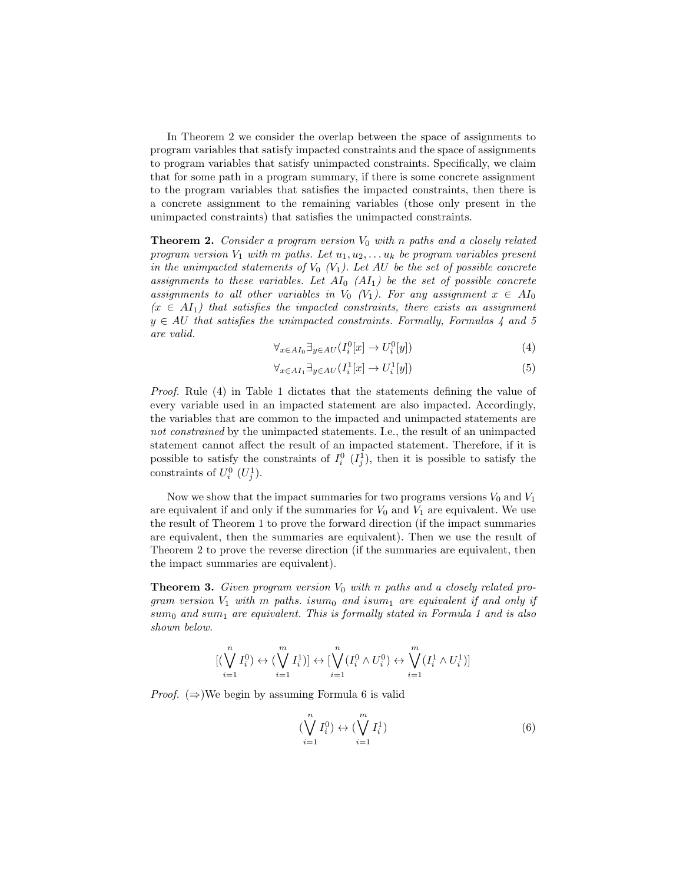In Theorem 2 we consider the overlap between the space of assignments to program variables that satisfy impacted constraints and the space of assignments to program variables that satisfy unimpacted constraints. Specifically, we claim that for some path in a program summary, if there is some concrete assignment to the program variables that satisfies the impacted constraints, then there is a concrete assignment to the remaining variables (those only present in the unimpacted constraints) that satisfies the unimpacted constraints.

**Theorem 2.** *Consider a program version $V_0$ with $n$ paths and a closely related program version $V_1$ with $m$ paths. Let $u_1, u_2, \ldots u_k$ be program variables present in the unimpacted statements of $V_0$ ($V_1$). Let $AU$ be the set of possible concrete assignments to these variables. Let $AI_0$ ($AI_1$) be the set of possible concrete assignments to all other variables in $V_0$ ($V_1$). For any assignment $x \in AI_0$ ($x \in AI_1$) that satisfies the impacted constraints, there exists an assignment $y \in AU$ that satisfies the unimpacted constraints. Formally, Formulas 4 and 5 are valid.*

$$\forall_{x \in AI_0} \exists_{y \in AU} (I_i^0[x] \rightarrow U_i^0[y]) \tag{4}$$

$$\forall_{x \in AI_1} \exists_{y \in AU} (I_i^1[x] \rightarrow U_i^1[y]) \tag{5}$$

*Proof.* Rule (4) in Table 1 dictates that the statements defining the value of every variable used in an impacted statement are also impacted. Accordingly, the variables that are common to the impacted and unimpacted statements are *not constrained* by the unimpacted statements. I.e., the result of an unimpacted statement cannot affect the result of an impacted statement. Therefore, if it is possible to satisfy the constraints of $I_i^0$ ($I_j^1$), then it is possible to satisfy the constraints of $U_i^0$ ($U_j^1$).

Now we show that the impact summaries for two programs versions $V_0$ and $V_1$ are equivalent if and only if the summaries for $V_0$ and $V_1$ are equivalent. We use the result of Theorem 1 to prove the forward direction (if the impact summaries are equivalent, then the summaries are equivalent). Then we use the result of Theorem 2 to prove the reverse direction (if the summaries are equivalent, then the impact summaries are equivalent).

**Theorem 3.** *Given program version $V_0$ with $n$ paths and a closely related program version $V_1$ with $m$ paths. $isum_0$ and $isum_1$ are equivalent if and only if $sum_0$ and $sum_1$ are equivalent. This is formally stated in Formula 1 and is also shown below.*

$$[(\bigvee_{i=1}^{n} I_i^0) \leftrightarrow (\bigvee_{i=1}^{m} I_i^1)] \leftrightarrow [\bigvee_{i=1}^{n} (I_i^0 \wedge U_i^0) \leftrightarrow \bigvee_{i=1}^{m} (I_i^1 \wedge U_i^1)]$$

*Proof.* ($\Rightarrow$)We begin by assuming Formula 6 is valid

$$(\bigvee_{i=1}^{n} I_i^0) \leftrightarrow (\bigvee_{i=1}^{m} I_i^1) \tag{6}$$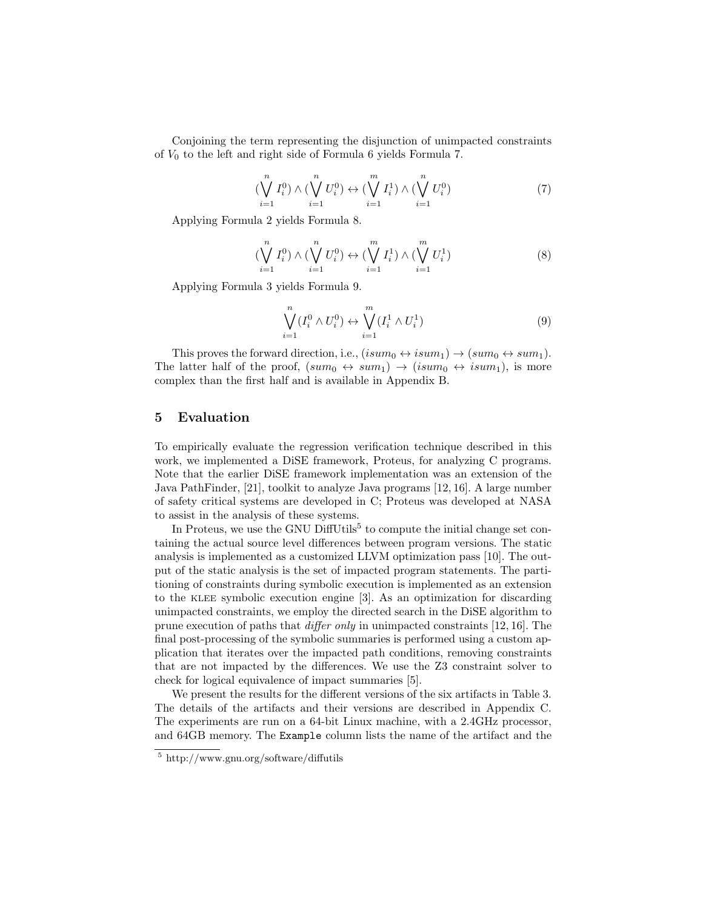Conjoining the term representing the disjunction of unimpacted constraints of $V_0$ to the left and right side of Formula 6 yields Formula 7.

$$(\bigvee_{i=1}^{n} I_i^0) \wedge (\bigvee_{i=1}^{n} U_i^0) \leftrightarrow (\bigvee_{i=1}^{m} I_i^1) \wedge (\bigvee_{i=1}^{n} U_i^0) \tag{7}$$

Applying Formula 2 yields Formula 8.

$$(\bigvee_{i=1}^{n} I_i^0) \wedge (\bigvee_{i=1}^{n} U_i^0) \leftrightarrow (\bigvee_{i=1}^{m} I_i^1) \wedge (\bigvee_{i=1}^{m} U_i^1) \tag{8}$$

Applying Formula 3 yields Formula 9.

$$\bigvee_{i=1}^{n} (I_i^0 \wedge U_i^0) \leftrightarrow \bigvee_{i=1}^{m} (I_i^1 \wedge U_i^1) \tag{9}$$

This proves the forward direction, i.e., $(isum_0 \leftrightarrow isum_1) \rightarrow (sum_0 \leftrightarrow sum_1)$. The latter half of the proof, $(sum_0 \leftrightarrow sum_1) \rightarrow (isum_0 \leftrightarrow isum_1)$, is more complex than the first half and is available in Appendix B.

## 5 Evaluation

To empirically evaluate the regression verification technique described in this work, we implemented a DiSE framework, Proteus, for analyzing C programs. Note that the earlier DiSE framework implementation was an extension of the Java PathFinder, [21], toolkit to analyze Java programs [12, 16]. A large number of safety critical systems are developed in C; Proteus was developed at NASA to assist in the analysis of these systems.

In Proteus, we use the GNU DiffUtils[5] to compute the initial change set containing the actual source level differences between program versions. The static analysis is implemented as a customized LLVM optimization pass [10]. The output of the static analysis is the set of impacted program statements. The partitioning of constraints during symbolic execution is implemented as an extension to the KLEE symbolic execution engine [3]. As an optimization for discarding unimpacted constraints, we employ the directed search in the DiSE algorithm to prune execution of paths that *differ only* in unimpacted constraints [12, 16]. The final post-processing of the symbolic summaries is performed using a custom application that iterates over the impacted path conditions, removing constraints that are not impacted by the differences. We use the Z3 constraint solver to check for logical equivalence of impact summaries [5].

We present the results for the different versions of the six artifacts in Table 3. The details of the artifacts and their versions are described in Appendix C. The experiments are run on a 64-bit Linux machine, with a 2.4GHz processor, and 64GB memory. The `Example` column lists the name of the artifact and the

[5] http://www.gnu.org/software/diffutils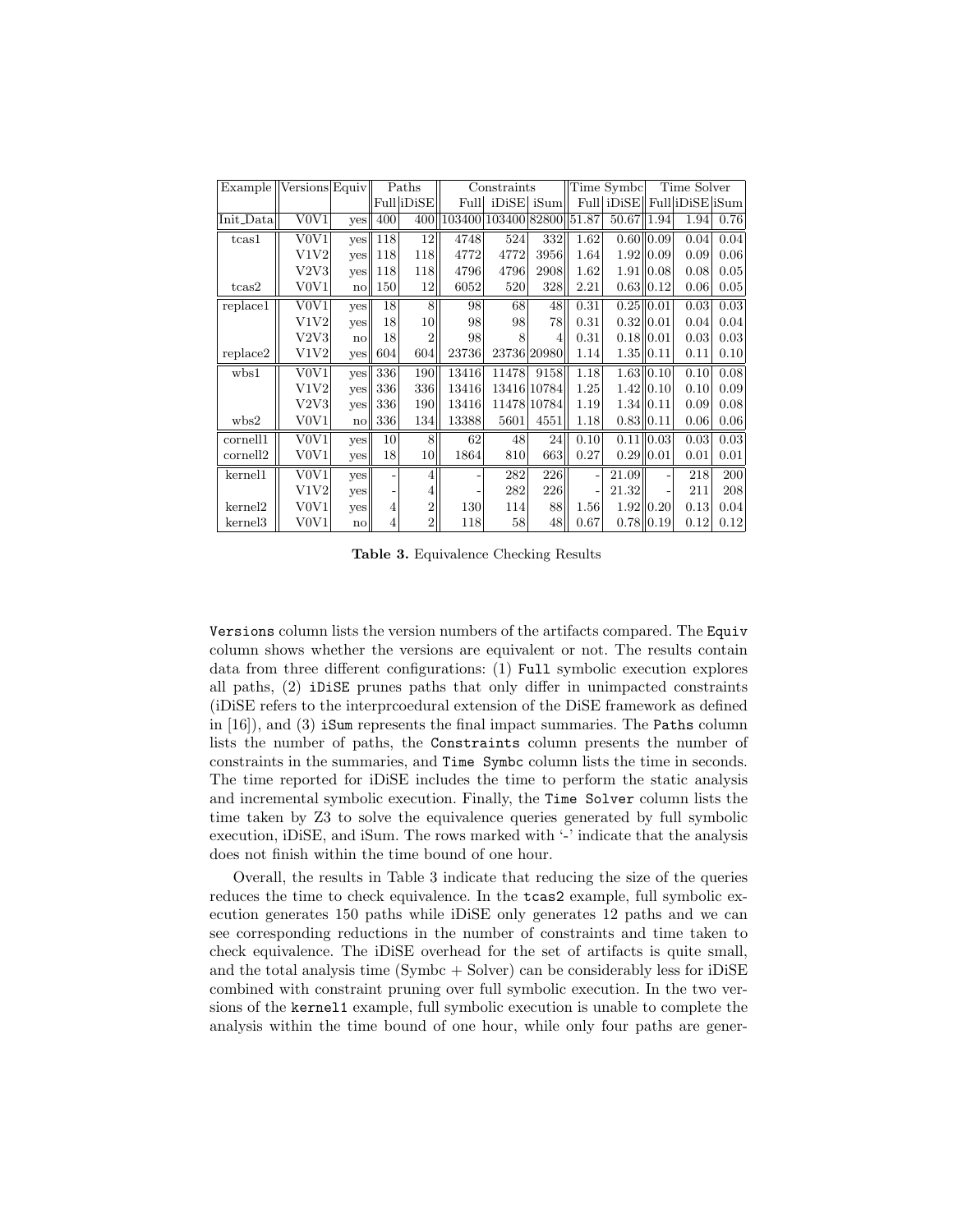| Example | Versions | Equiv | Paths | | Constraints | | | Time Symbc | | Time Solver | | |
|---|---|---|---|---|---|---|---|---|---|---|---|---|
| | | | Full | iDiSE | Full | iDiSE | iSum | Full | iDiSE | Full | iDiSE | iSum |
| Init_Data | V0V1 | yes | 400 | 400 | 103400 | 103400 | 82800 | 51.87 | 50.67 | 1.94 | 1.94 | 0.76 |
| tcas1 | V0V1 | yes | 118 | 12 | 4748 | 524 | 332 | 1.62 | 0.60 | 0.09 | 0.04 | 0.04 |
| | V1V2 | yes | 118 | 118 | 4772 | 4772 | 3956 | 1.64 | 1.92 | 0.09 | 0.09 | 0.06 |
| | V2V3 | yes | 118 | 118 | 4796 | 4796 | 2908 | 1.62 | 1.91 | 0.08 | 0.08 | 0.05 |
| tcas2 | V0V1 | no | 150 | 12 | 6052 | 520 | 328 | 2.21 | 0.63 | 0.12 | 0.06 | 0.05 |
| replace1 | V0V1 | yes | 18 | 8 | 98 | 68 | 48 | 0.31 | 0.25 | 0.01 | 0.03 | 0.03 |
| | V1V2 | yes | 18 | 10 | 98 | 98 | 78 | 0.31 | 0.32 | 0.01 | 0.04 | 0.04 |
| | V2V3 | no | 18 | 2 | 98 | 8 | 4 | 0.31 | 0.18 | 0.01 | 0.03 | 0.03 |
| replace2 | V1V2 | yes | 604 | 604 | 23736 | 23736 | 20980 | 1.14 | 1.35 | 0.11 | 0.11 | 0.10 |
| wbs1 | V0V1 | yes | 336 | 190 | 13416 | 11478 | 9158 | 1.18 | 1.63 | 0.10 | 0.10 | 0.08 |
| | V1V2 | yes | 336 | 336 | 13416 | 13416 | 10784 | 1.25 | 1.42 | 0.10 | 0.10 | 0.09 |
| | V2V3 | yes | 336 | 190 | 13416 | 11478 | 10784 | 1.19 | 1.34 | 0.11 | 0.09 | 0.08 |
| wbs2 | V0V1 | no | 336 | 134 | 13388 | 5601 | 4551 | 1.18 | 0.83 | 0.11 | 0.06 | 0.06 |
| cornell1 | V0V1 | yes | 10 | 8 | 62 | 48 | 24 | 0.10 | 0.11 | 0.03 | 0.03 | 0.03 |
| cornell2 | V0V1 | yes | 18 | 10 | 1864 | 810 | 663 | 0.27 | 0.29 | 0.01 | 0.01 | 0.01 |
| kernel1 | V0V1 | yes | - | 4 | - | 282 | 226 | - | 21.09 | - | 218 | 200 |
| | V1V2 | yes | - | 4 | - | 282 | 226 | - | 21.32 | - | 211 | 208 |
| kernel2 | V0V1 | yes | 4 | 2 | 130 | 114 | 88 | 1.56 | 1.92 | 0.20 | 0.13 | 0.04 |
| kernel3 | V0V1 | no | 4 | 2 | 118 | 58 | 48 | 0.67 | 0.78 | 0.19 | 0.12 | 0.12 |

**Table 3.** Equivalence Checking Results

Versions column lists the version numbers of the artifacts compared. The Equiv column shows whether the versions are equivalent or not. The results contain data from three different configurations: (1) Full symbolic execution explores all paths, (2) iDiSE prunes paths that only differ in unimpacted constraints (iDiSE refers to the interprcoedural extension of the DiSE framework as defined in [16]), and (3) iSum represents the final impact summaries. The Paths column lists the number of paths, the Constraints column presents the number of constraints in the summaries, and Time Symbc column lists the time in seconds. The time reported for iDiSE includes the time to perform the static analysis and incremental symbolic execution. Finally, the Time Solver column lists the time taken by Z3 to solve the equivalence queries generated by full symbolic execution, iDiSE, and iSum. The rows marked with '-' indicate that the analysis does not finish within the time bound of one hour.

Overall, the results in Table 3 indicate that reducing the size of the queries reduces the time to check equivalence. In the tcas2 example, full symbolic execution generates 150 paths while iDiSE only generates 12 paths and we can see corresponding reductions in the number of constraints and time taken to check equivalence. The iDiSE overhead for the set of artifacts is quite small, and the total analysis time (Symbc + Solver) can be considerably less for iDiSE combined with constraint pruning over full symbolic execution. In the two versions of the kernel1 example, full symbolic execution is unable to complete the analysis within the time bound of one hour, while only four paths are gener-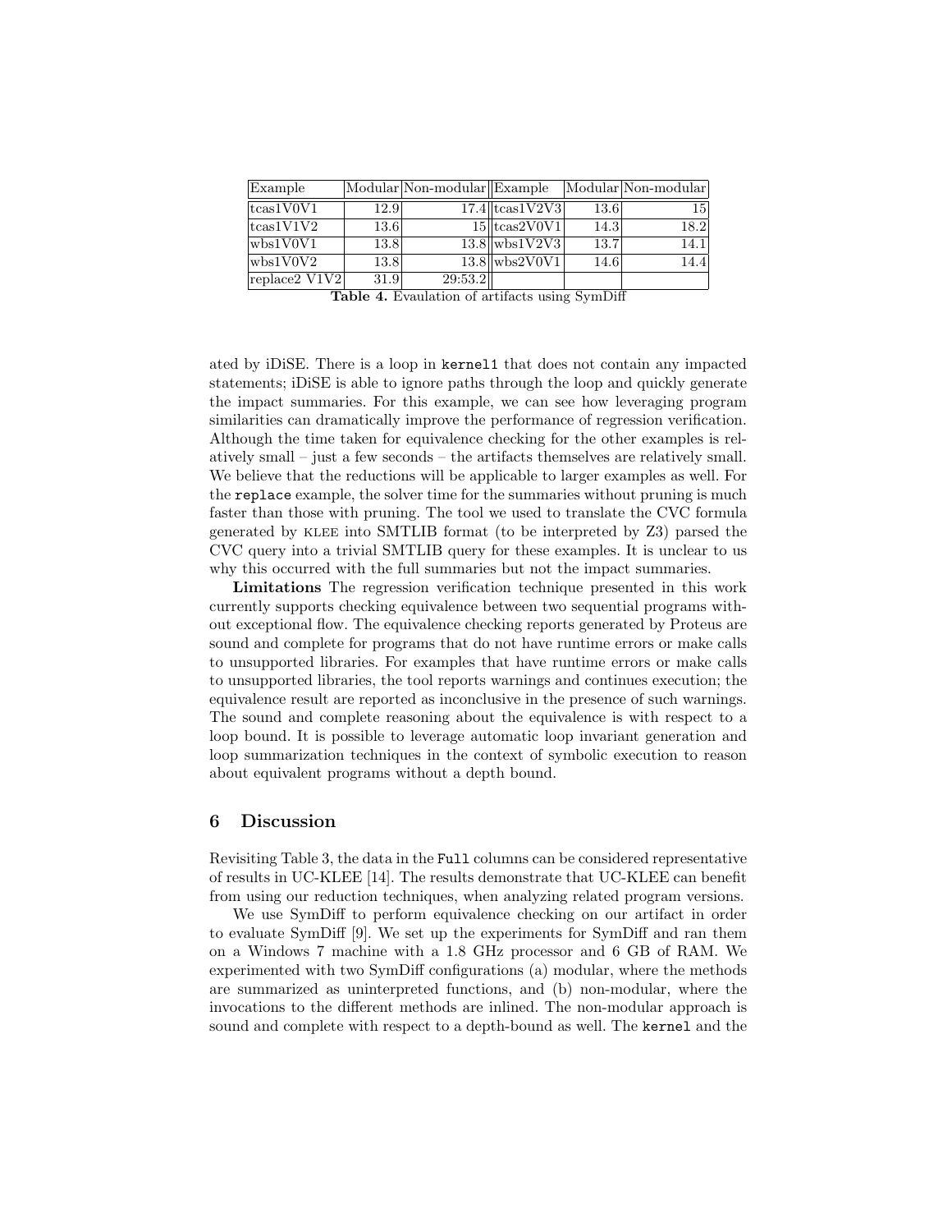| Example | Modular | Non-modular | Example | Modular | Non-modular |
|---|---|---|---|---|---|
| tcas1V0V1 | 12.9 | 17.4 | tcas1V2V3 | 13.6 | 15 |
| tcas1V1V2 | 13.6 | 15 | tcas2V0V1 | 14.3 | 18.2 |
| wbs1V0V1 | 13.8 | 13.8 | wbs1V2V3 | 13.7 | 14.1 |
| wbs1V0V2 | 13.8 | 13.8 | wbs2V0V1 | 14.6 | 14.4 |
| replace2 V1V2 | 31.9 | 29:53.2 | | | |

**Table 4.** Evaulation of artifacts using SymDiff

ated by iDiSE. There is a loop in `kernel1` that does not contain any impacted statements; iDiSE is able to ignore paths through the loop and quickly generate the impact summaries. For this example, we can see how leveraging program similarities can dramatically improve the performance of regression verification. Although the time taken for equivalence checking for the other examples is relatively small – just a few seconds – the artifacts themselves are relatively small. We believe that the reductions will be applicable to larger examples as well. For the `replace` example, the solver time for the summaries without pruning is much faster than those with pruning. The tool we used to translate the CVC formula generated by KLEE into SMTLIB format (to be interpreted by Z3) parsed the CVC query into a trivial SMTLIB query for these examples. It is unclear to us why this occurred with the full summaries but not the impact summaries.

**Limitations** The regression verification technique presented in this work currently supports checking equivalence between two sequential programs without exceptional flow. The equivalence checking reports generated by Proteus are sound and complete for programs that do not have runtime errors or make calls to unsupported libraries. For examples that have runtime errors or make calls to unsupported libraries, the tool reports warnings and continues execution; the equivalence result are reported as inconclusive in the presence of such warnings. The sound and complete reasoning about the equivalence is with respect to a loop bound. It is possible to leverage automatic loop invariant generation and loop summarization techniques in the context of symbolic execution to reason about equivalent programs without a depth bound.

## 6 Discussion

Revisiting Table 3, the data in the `Full` columns can be considered representative of results in UC-KLEE [14]. The results demonstrate that UC-KLEE can benefit from using our reduction techniques, when analyzing related program versions.

We use SymDiff to perform equivalence checking on our artifact in order to evaluate SymDiff [9]. We set up the experiments for SymDiff and ran them on a Windows 7 machine with a 1.8 GHz processor and 6 GB of RAM. We experimented with two SymDiff configurations (a) modular, where the methods are summarized as uninterpreted functions, and (b) non-modular, where the invocations to the different methods are inlined. The non-modular approach is sound and complete with respect to a depth-bound as well. The `kernel` and the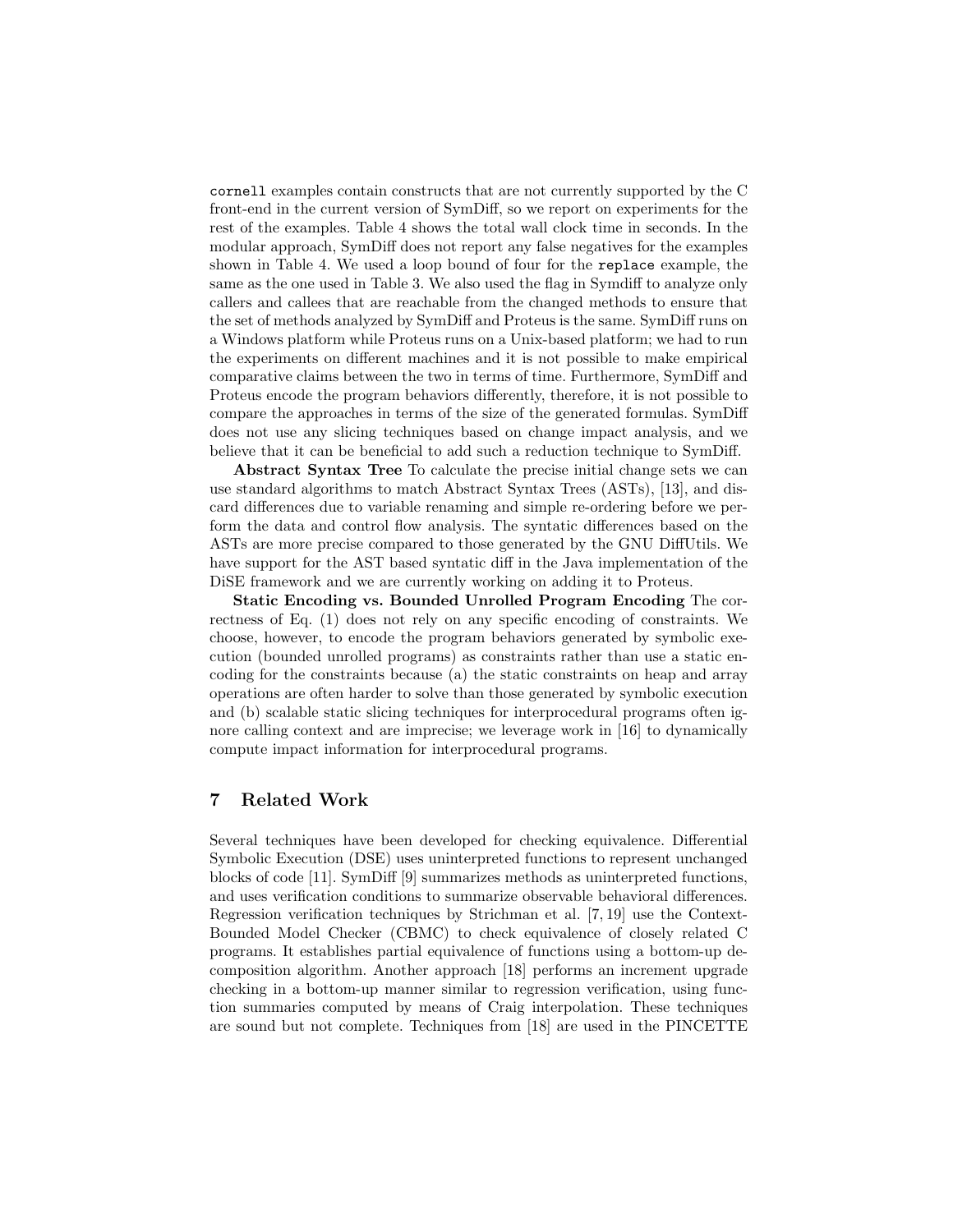`cornell` examples contain constructs that are not currently supported by the C front-end in the current version of SymDiff, so we report on experiments for the rest of the examples. Table 4 shows the total wall clock time in seconds. In the modular approach, SymDiff does not report any false negatives for the examples shown in Table 4. We used a loop bound of four for the `replace` example, the same as the one used in Table 3. We also used the flag in Symdiff to analyze only callers and callees that are reachable from the changed methods to ensure that the set of methods analyzed by SymDiff and Proteus is the same. SymDiff runs on a Windows platform while Proteus runs on a Unix-based platform; we had to run the experiments on different machines and it is not possible to make empirical comparative claims between the two in terms of time. Furthermore, SymDiff and Proteus encode the program behaviors differently, therefore, it is not possible to compare the approaches in terms of the size of the generated formulas. SymDiff does not use any slicing techniques based on change impact analysis, and we believe that it can be beneficial to add such a reduction technique to SymDiff.

**Abstract Syntax Tree** To calculate the precise initial change sets we can use standard algorithms to match Abstract Syntax Trees (ASTs), [13], and discard differences due to variable renaming and simple re-ordering before we perform the data and control flow analysis. The syntatic differences based on the ASTs are more precise compared to those generated by the GNU DiffUtils. We have support for the AST based syntatic diff in the Java implementation of the DiSE framework and we are currently working on adding it to Proteus.

**Static Encoding vs. Bounded Unrolled Program Encoding** The correctness of Eq. (1) does not rely on any specific encoding of constraints. We choose, however, to encode the program behaviors generated by symbolic execution (bounded unrolled programs) as constraints rather than use a static encoding for the constraints because (a) the static constraints on heap and array operations are often harder to solve than those generated by symbolic execution and (b) scalable static slicing techniques for interprocedural programs often ignore calling context and are imprecise; we leverage work in [16] to dynamically compute impact information for interprocedural programs.

## 7 Related Work

Several techniques have been developed for checking equivalence. Differential Symbolic Execution (DSE) uses uninterpreted functions to represent unchanged blocks of code [11]. SymDiff [9] summarizes methods as uninterpreted functions, and uses verification conditions to summarize observable behavioral differences. Regression verification techniques by Strichman et al. [7, 19] use the Context-Bounded Model Checker (CBMC) to check equivalence of closely related C programs. It establishes partial equivalence of functions using a bottom-up decomposition algorithm. Another approach [18] performs an increment upgrade checking in a bottom-up manner similar to regression verification, using function summaries computed by means of Craig interpolation. These techniques are sound but not complete. Techniques from [18] are used in the PINCETTE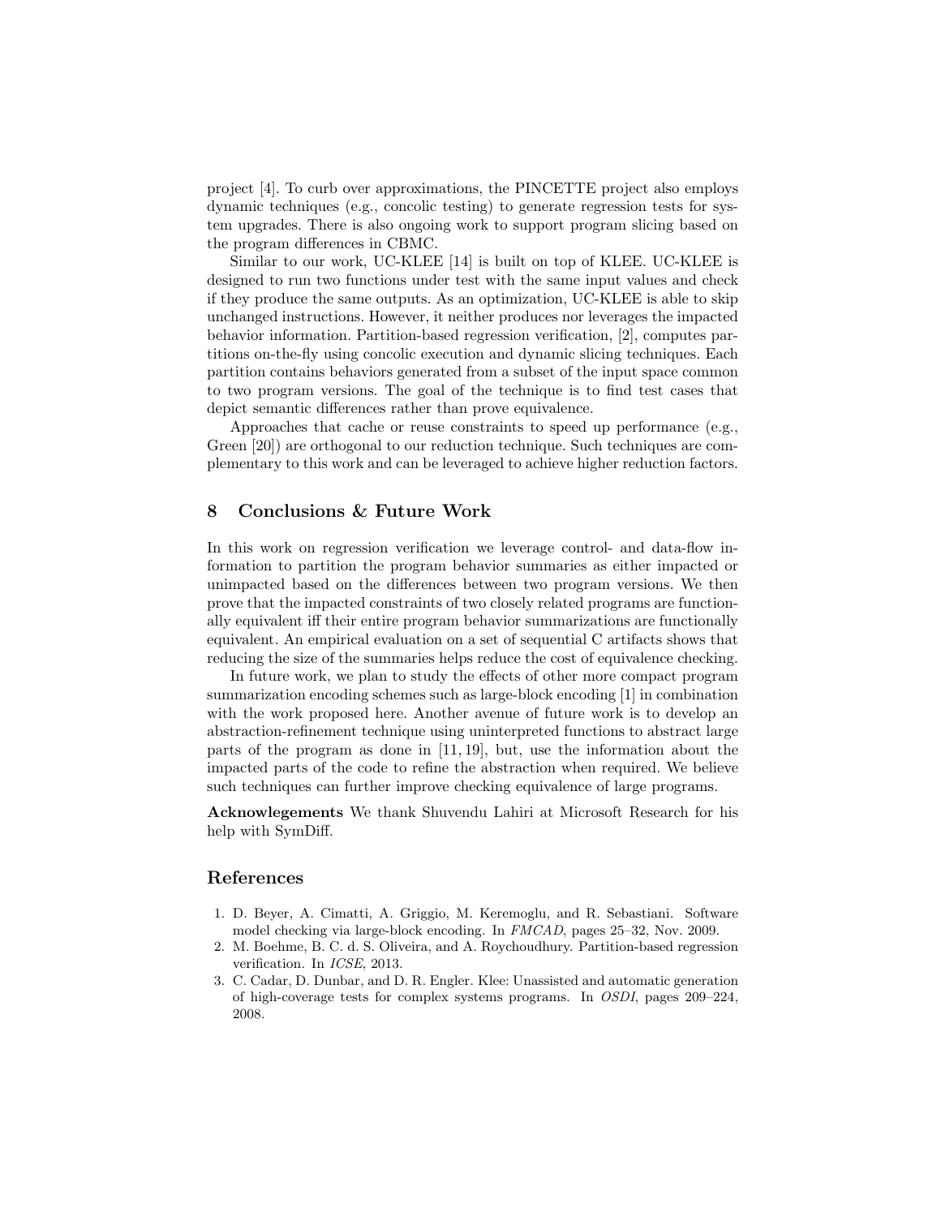project [4]. To curb over approximations, the PINCETTE project also employs dynamic techniques (e.g., concolic testing) to generate regression tests for system upgrades. There is also ongoing work to support program slicing based on the program differences in CBMC.

Similar to our work, UC-KLEE [14] is built on top of KLEE. UC-KLEE is designed to run two functions under test with the same input values and check if they produce the same outputs. As an optimization, UC-KLEE is able to skip unchanged instructions. However, it neither produces nor leverages the impacted behavior information. Partition-based regression verification, [2], computes partitions on-the-fly using concolic execution and dynamic slicing techniques. Each partition contains behaviors generated from a subset of the input space common to two program versions. The goal of the technique is to find test cases that depict semantic differences rather than prove equivalence.

Approaches that cache or reuse constraints to speed up performance (e.g., Green [20]) are orthogonal to our reduction technique. Such techniques are complementary to this work and can be leveraged to achieve higher reduction factors.

## 8 Conclusions & Future Work

In this work on regression verification we leverage control- and data-flow information to partition the program behavior summaries as either impacted or unimpacted based on the differences between two program versions. We then prove that the impacted constraints of two closely related programs are functionally equivalent iff their entire program behavior summarizations are functionally equivalent. An empirical evaluation on a set of sequential C artifacts shows that reducing the size of the summaries helps reduce the cost of equivalence checking.

In future work, we plan to study the effects of other more compact program summarization encoding schemes such as large-block encoding [1] in combination with the work proposed here. Another avenue of future work is to develop an abstraction-refinement technique using uninterpreted functions to abstract large parts of the program as done in [11, 19], but, use the information about the impacted parts of the code to refine the abstraction when required. We believe such techniques can further improve checking equivalence of large programs.

**Acknowlegements** We thank Shuvendu Lahiri at Microsoft Research for his help with SymDiff.

## References

1. D. Beyer, A. Cimatti, A. Griggio, M. Keremoglu, and R. Sebastiani. Software model checking via large-block encoding. In *FMCAD*, pages 25–32, Nov. 2009.
2. M. Boehme, B. C. d. S. Oliveira, and A. Roychoudhury. Partition-based regression verification. In *ICSE*, 2013.
3. C. Cadar, D. Dunbar, and D. R. Engler. Klee: Unassisted and automatic generation of high-coverage tests for complex systems programs. In *OSDI*, pages 209–224, 2008.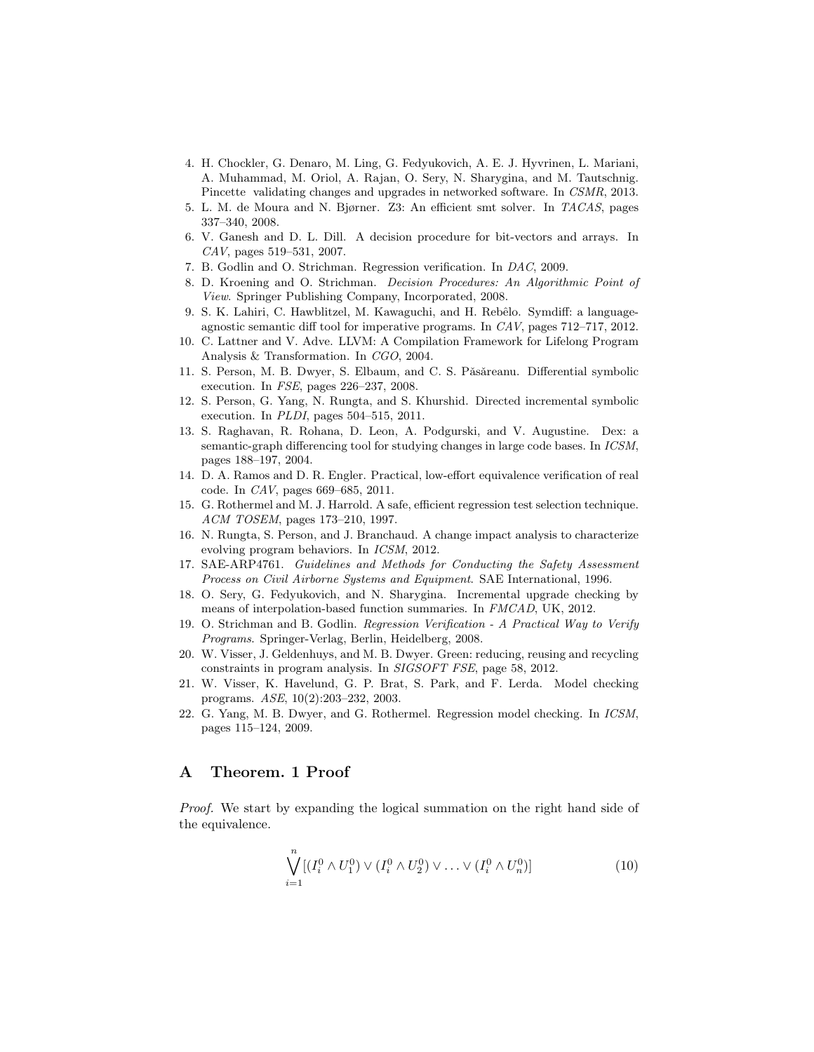4. H. Chockler, G. Denaro, M. Ling, G. Fedyukovich, A. E. J. Hyvrinen, L. Mariani, A. Muhammad, M. Oriol, A. Rajan, O. Sery, N. Sharygina, and M. Tautschnig. Pincette validating changes and upgrades in networked software. In *CSMR*, 2013.
5. L. M. de Moura and N. Bjørner. Z3: An efficient smt solver. In *TACAS*, pages 337–340, 2008.
6. V. Ganesh and D. L. Dill. A decision procedure for bit-vectors and arrays. In *CAV*, pages 519–531, 2007.
7. B. Godlin and O. Strichman. Regression verification. In *DAC*, 2009.
8. D. Kroening and O. Strichman. *Decision Procedures: An Algorithmic Point of View*. Springer Publishing Company, Incorporated, 2008.
9. S. K. Lahiri, C. Hawblitzel, M. Kawaguchi, and H. Rebêlo. Symdiff: a language-agnostic semantic diff tool for imperative programs. In *CAV*, pages 712–717, 2012.
10. C. Lattner and V. Adve. LLVM: A Compilation Framework for Lifelong Program Analysis & Transformation. In *CGO*, 2004.
11. S. Person, M. B. Dwyer, S. Elbaum, and C. S. Păsăreanu. Differential symbolic execution. In *FSE*, pages 226–237, 2008.
12. S. Person, G. Yang, N. Rungta, and S. Khurshid. Directed incremental symbolic execution. In *PLDI*, pages 504–515, 2011.
13. S. Raghavan, R. Rohana, D. Leon, A. Podgurski, and V. Augustine. Dex: a semantic-graph differencing tool for studying changes in large code bases. In *ICSM*, pages 188–197, 2004.
14. D. A. Ramos and D. R. Engler. Practical, low-effort equivalence verification of real code. In *CAV*, pages 669–685, 2011.
15. G. Rothermel and M. J. Harrold. A safe, efficient regression test selection technique. *ACM TOSEM*, pages 173–210, 1997.
16. N. Rungta, S. Person, and J. Branchaud. A change impact analysis to characterize evolving program behaviors. In *ICSM*, 2012.
17. SAE-ARP4761. *Guidelines and Methods for Conducting the Safety Assessment Process on Civil Airborne Systems and Equipment*. SAE International, 1996.
18. O. Sery, G. Fedyukovich, and N. Sharygina. Incremental upgrade checking by means of interpolation-based function summaries. In *FMCAD*, UK, 2012.
19. O. Strichman and B. Godlin. *Regression Verification - A Practical Way to Verify Programs*. Springer-Verlag, Berlin, Heidelberg, 2008.
20. W. Visser, J. Geldenhuys, and M. B. Dwyer. Green: reducing, reusing and recycling constraints in program analysis. In *SIGSOFT FSE*, page 58, 2012.
21. W. Visser, K. Havelund, G. P. Brat, S. Park, and F. Lerda. Model checking programs. *ASE*, 10(2):203–232, 2003.
22. G. Yang, M. B. Dwyer, and G. Rothermel. Regression model checking. In *ICSM*, pages 115–124, 2009.

## A Theorem. 1 Proof

*Proof.* We start by expanding the logical summation on the right hand side of the equivalence.

$$\bigvee_{i=1}^{n} [(I_i^0 \wedge U_1^0) \vee (I_i^0 \wedge U_2^0) \vee \ldots \vee (I_i^0 \wedge U_n^0)] \tag{10}$$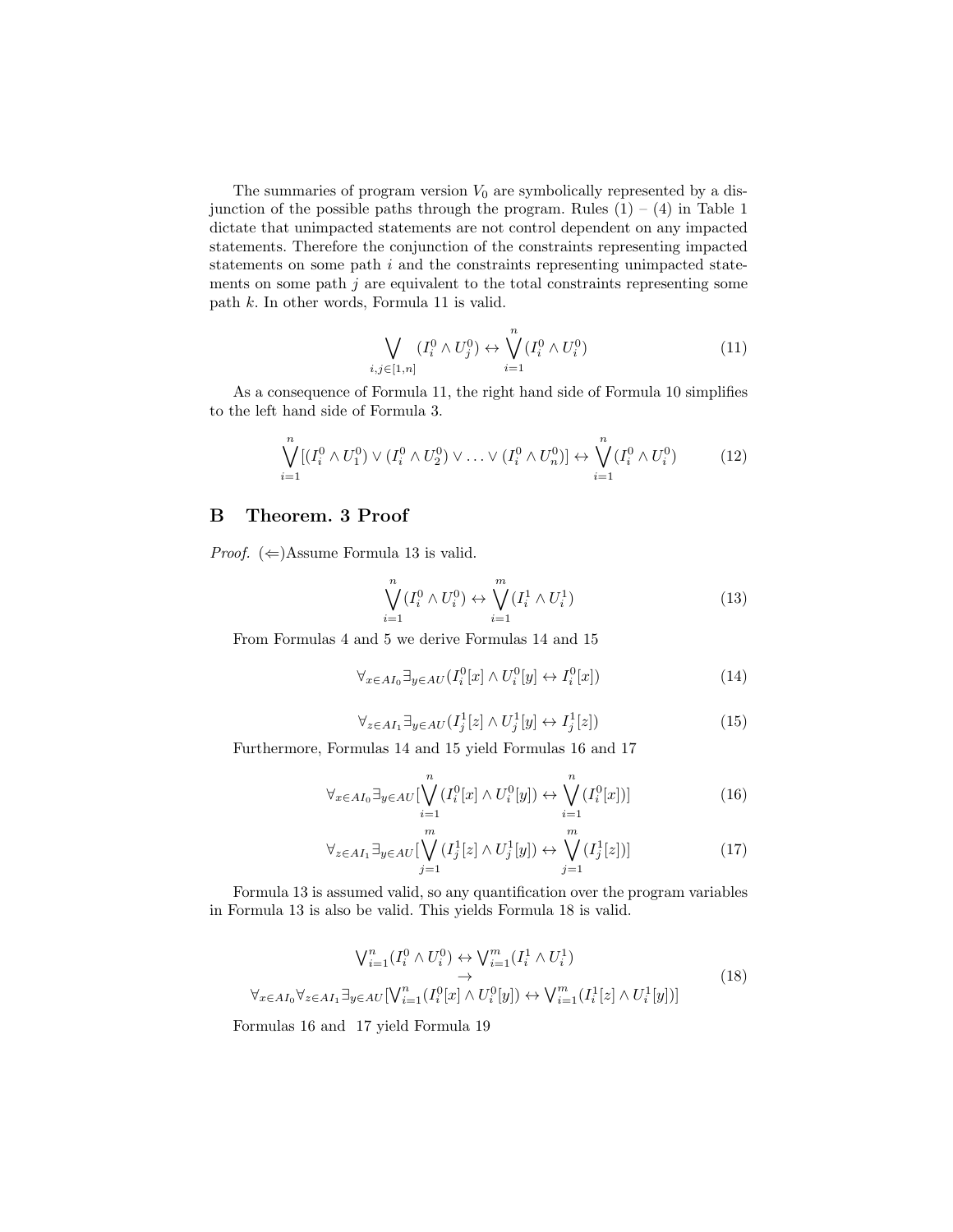The summaries of program version $V_0$ are symbolically represented by a disjunction of the possible paths through the program. Rules (1) – (4) in Table 1 dictate that unimpacted statements are not control dependent on any impacted statements. Therefore the conjunction of the constraints representing impacted statements on some path $i$ and the constraints representing unimpacted statements on some path $j$ are equivalent to the total constraints representing some path $k$. In other words, Formula 11 is valid.

$$\bigvee_{i,j \in [1,n]} (I_i^0 \wedge U_j^0) \leftrightarrow \bigvee_{i=1}^{n} (I_i^0 \wedge U_i^0) \tag{11}$$

As a consequence of Formula 11, the right hand side of Formula 10 simplifies to the left hand side of Formula 3.

$$\bigvee_{i=1}^{n} [(I_i^0 \wedge U_1^0) \vee (I_i^0 \wedge U_2^0) \vee \ldots \vee (I_i^0 \wedge U_n^0)] \leftrightarrow \bigvee_{i=1}^{n} (I_i^0 \wedge U_i^0) \tag{12}$$

## B Theorem. 3 Proof

*Proof.* ($\Leftarrow$)Assume Formula 13 is valid.

$$\bigvee_{i=1}^{n} (I_i^0 \wedge U_i^0) \leftrightarrow \bigvee_{i=1}^{m} (I_i^1 \wedge U_i^1) \tag{13}$$

From Formulas 4 and 5 we derive Formulas 14 and 15

$$\forall_{x \in AI_0} \exists_{y \in AU} (I_i^0[x] \wedge U_i^0[y] \leftrightarrow I_i^0[x]) \tag{14}$$

$$\forall_{z \in AI_1} \exists_{y \in AU} (I_j^1[z] \wedge U_j^1[y] \leftrightarrow I_j^1[z]) \tag{15}$$

Furthermore, Formulas 14 and 15 yield Formulas 16 and 17

$$\forall_{x \in AI_0} \exists_{y \in AU} [\bigvee_{i=1}^{n} (I_i^0[x] \wedge U_i^0[y]) \leftrightarrow \bigvee_{i=1}^{n} (I_i^0[x])] \tag{16}$$

$$\forall_{z \in AI_1} \exists_{y \in AU} [\bigvee_{j=1}^{m} (I_j^1[z] \wedge U_j^1[y]) \leftrightarrow \bigvee_{j=1}^{m} (I_j^1[z])] \tag{17}$$

Formula 13 is assumed valid, so any quantification over the program variables in Formula 13 is also be valid. This yields Formula 18 is valid.

$$\begin{gathered} \bigvee_{i=1}^{n} (I_i^0 \wedge U_i^0) \leftrightarrow \bigvee_{i=1}^{m} (I_i^1 \wedge U_i^1) \\ \rightarrow \\ \forall_{x \in AI_0} \forall_{z \in AI_1} \exists_{y \in AU} [\bigvee_{i=1}^{n} (I_i^0[x] \wedge U_i^0[y]) \leftrightarrow \bigvee_{i=1}^{m} (I_i^1[z] \wedge U_i^1[y])] \end{gathered} \tag{18}$$

Formulas 16 and 17 yield Formula 19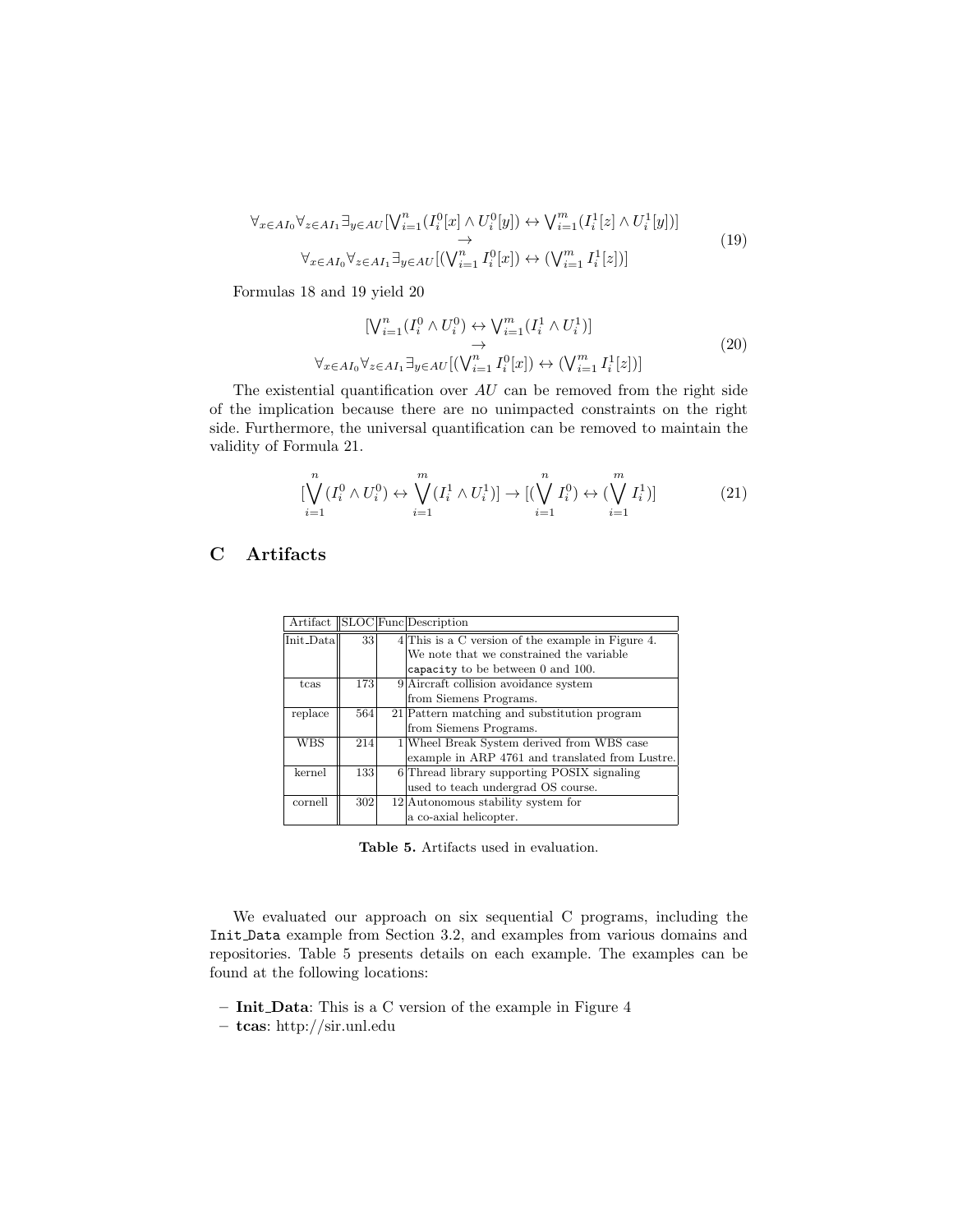$$
\begin{array}{c}
\forall_{x \in AI_0} \forall_{z \in AI_1} \exists_{y \in AU} [\bigvee_{i=1}^{n} (I_i^0[x] \wedge U_i^0[y]) \leftrightarrow \bigvee_{i=1}^{m} (I_i^1[z] \wedge U_i^1[y])] \\
\rightarrow \\
\forall_{x \in AI_0} \forall_{z \in AI_1} \exists_{y \in AU} [(\bigvee_{i=1}^{n} I_i^0[x]) \leftrightarrow (\bigvee_{i=1}^{m} I_i^1[z])]
\end{array}
\tag{19}
$$

Formulas 18 and 19 yield 20

$$
\begin{array}{c}
[\bigvee_{i=1}^{n} (I_i^0 \wedge U_i^0) \leftrightarrow \bigvee_{i=1}^{m} (I_i^1 \wedge U_i^1)] \\
\rightarrow \\
\forall_{x \in AI_0} \forall_{z \in AI_1} \exists_{y \in AU} [(\bigvee_{i=1}^{n} I_i^0[x]) \leftrightarrow (\bigvee_{i=1}^{m} I_i^1[z])]
\end{array}
\tag{20}
$$

The existential quantification over $AU$ can be removed from the right side of the implication because there are no unimpacted constraints on the right side. Furthermore, the universal quantification can be removed to maintain the validity of Formula 21.

$$
[\bigvee_{i=1}^{n} (I_i^0 \wedge U_i^0) \leftrightarrow \bigvee_{i=1}^{m} (I_i^1 \wedge U_i^1)] \rightarrow [(\bigvee_{i=1}^{n} I_i^0) \leftrightarrow (\bigvee_{i=1}^{m} I_i^1)]
\tag{21}
$$

## C Artifacts

| Artifact | SLOC | Func | Description |
|---|---|---|---|
| Init_Data | 33 | 4 | This is a C version of the example in Figure 4. We note that we constrained the variable `capacity` to be between 0 and 100. |
| tcas | 173 | 9 | Aircraft collision avoidance system from Siemens Programs. |
| replace | 564 | 21 | Pattern matching and substitution program from Siemens Programs. |
| WBS | 214 | 1 | Wheel Break System derived from WBS case example in ARP 4761 and translated from Lustre. |
| kernel | 133 | 6 | Thread library supporting POSIX signaling used to teach undergrad OS course. |
| cornell | 302 | 12 | Autonomous stability system for a co-axial helicopter. |

**Table 5.** Artifacts used in evaluation.

We evaluated our approach on six sequential C programs, including the `Init_Data` example from Section 3.2, and examples from various domains and repositories. Table 5 presents details on each example. The examples can be found at the following locations:

- **Init_Data**: This is a C version of the example in Figure 4
- **tcas**: http://sir.unl.edu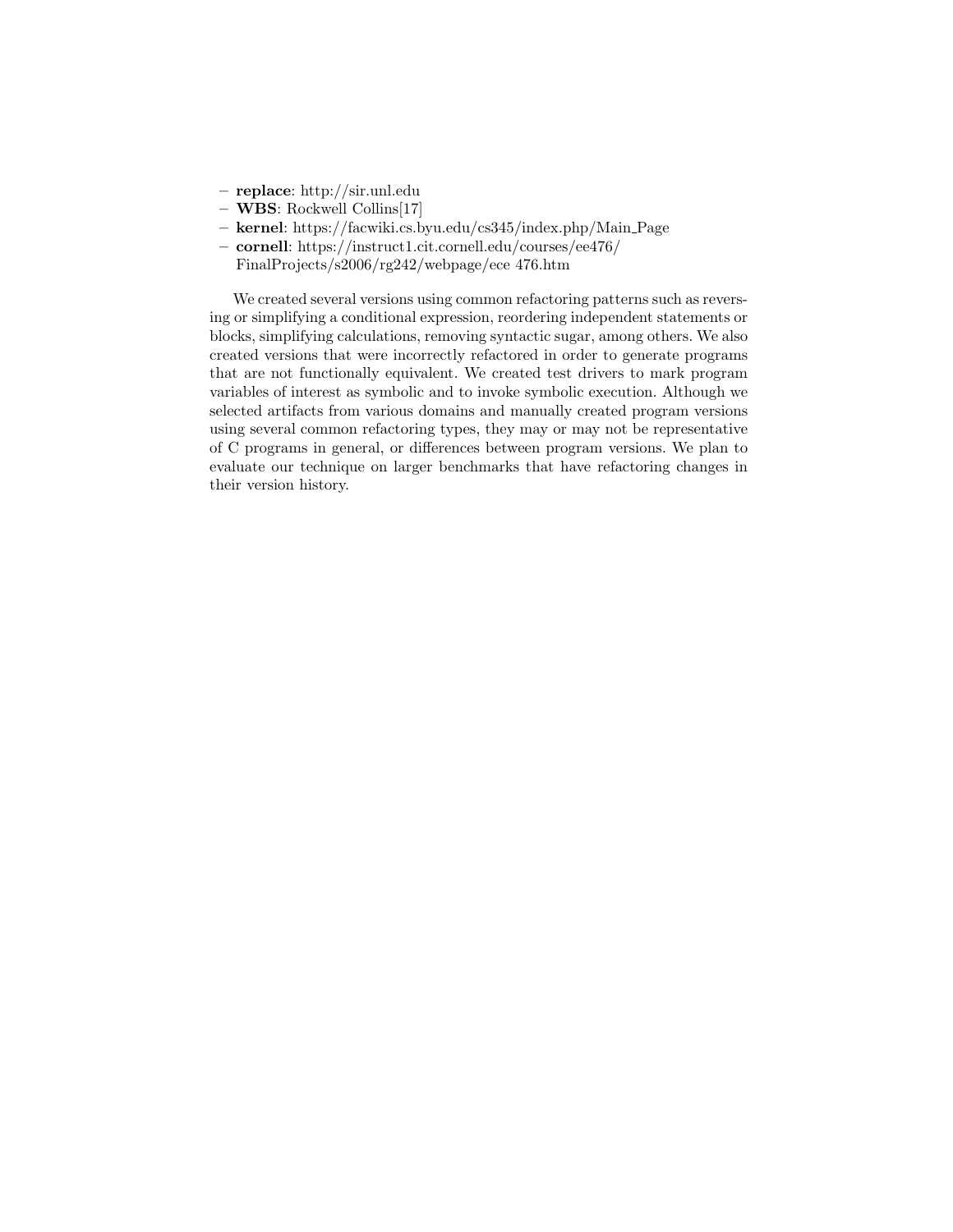- **replace**: http://sir.unl.edu
- **WBS**: Rockwell Collins[17]
- **kernel**: https://facwiki.cs.byu.edu/cs345/index.php/Main_Page
- **cornell**: https://instruct1.cit.cornell.edu/courses/ee476/FinalProjects/s2006/rg242/webpage/ece 476.htm

We created several versions using common refactoring patterns such as reversing or simplifying a conditional expression, reordering independent statements or blocks, simplifying calculations, removing syntactic sugar, among others. We also created versions that were incorrectly refactored in order to generate programs that are not functionally equivalent. We created test drivers to mark program variables of interest as symbolic and to invoke symbolic execution. Although we selected artifacts from various domains and manually created program versions using several common refactoring types, they may or may not be representative of C programs in general, or differences between program versions. We plan to evaluate our technique on larger benchmarks that have refactoring changes in their version history.